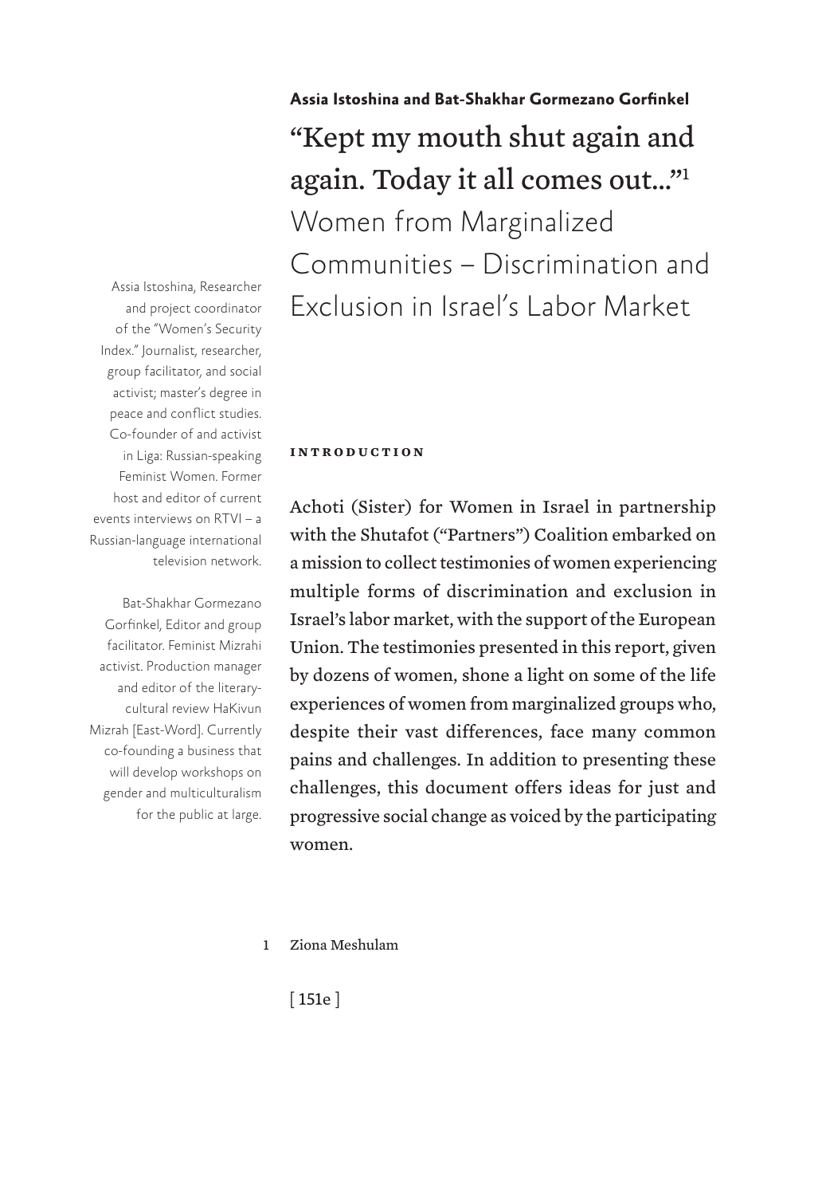**Assia Istoshina and Bat-Shakhar Gormezano Gorfinkel**

# "Kept my mouth shut again and again. Today it all comes out..."[1] Women from Marginalized Communities – Discrimination and Exclusion in Israel's Labor Market

Assia Istoshina, Researcher and project coordinator of the "Women's Security Index." Journalist, researcher, group facilitator, and social activist; master's degree in peace and conflict studies. Co-founder of and activist in Liga: Russian-speaking Feminist Women. Former host and editor of current events interviews on RTVI – a Russian-language international television network.

Bat-Shakhar Gormezano Gorfinkel, Editor and group facilitator. Feminist Mizrahi activist. Production manager and editor of the literary-cultural review HaKivun Mizrah [East-Word]. Currently co-founding a business that will develop workshops on gender and multiculturalism for the public at large.

## Introduction

Achoti (Sister) for Women in Israel in partnership with the Shutafot ("Partners") Coalition embarked on a mission to collect testimonies of women experiencing multiple forms of discrimination and exclusion in Israel's labor market, with the support of the European Union. The testimonies presented in this report, given by dozens of women, shone a light on some of the life experiences of women from marginalized groups who, despite their vast differences, face many common pains and challenges. In addition to presenting these challenges, this document offers ideas for just and progressive social change as voiced by the participating women.

1 Ziona Meshulam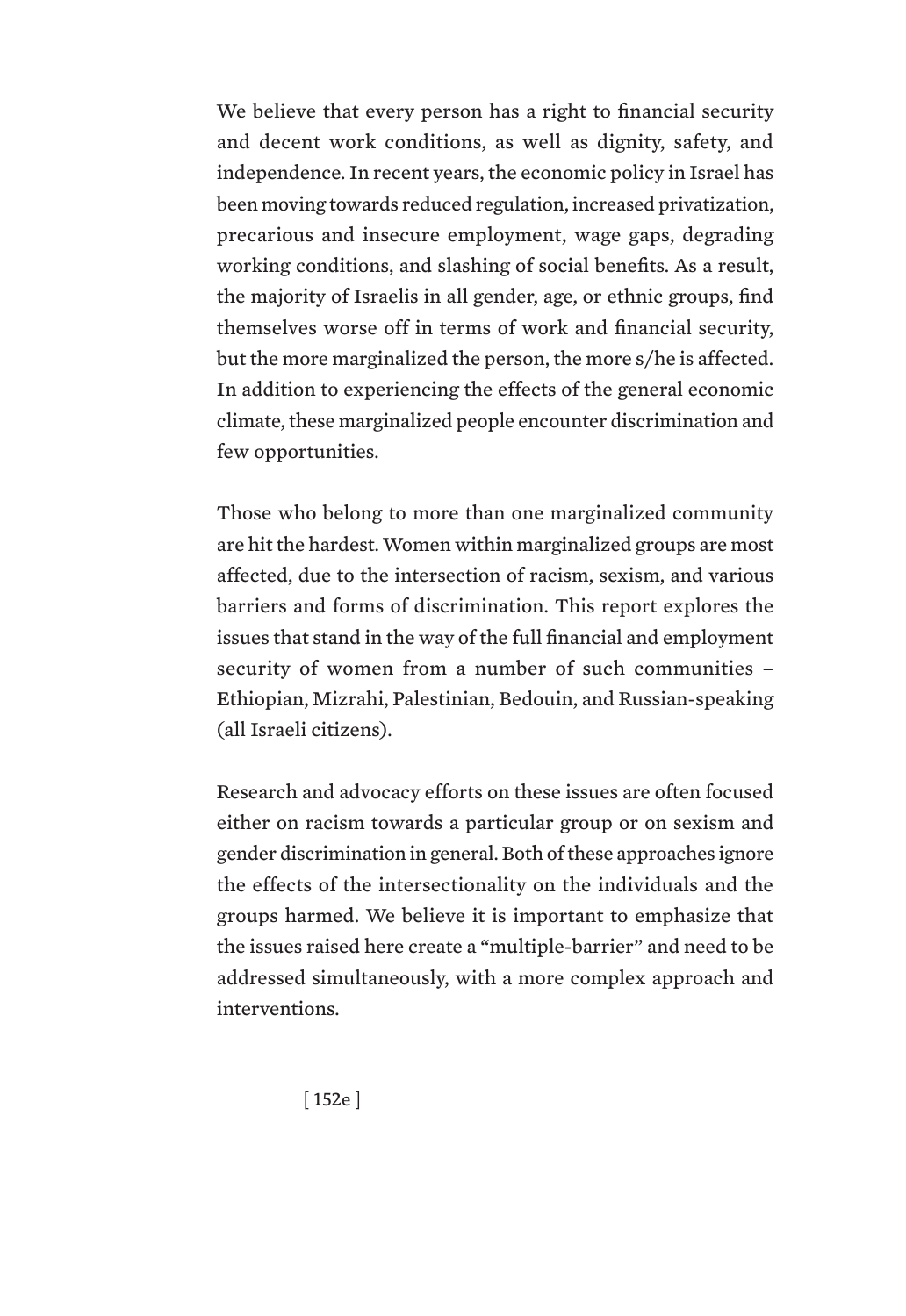We believe that every person has a right to financial security and decent work conditions, as well as dignity, safety, and independence. In recent years, the economic policy in Israel has been moving towards reduced regulation, increased privatization, precarious and insecure employment, wage gaps, degrading working conditions, and slashing of social benefits. As a result, the majority of Israelis in all gender, age, or ethnic groups, find themselves worse off in terms of work and financial security, but the more marginalized the person, the more s/he is affected. In addition to experiencing the effects of the general economic climate, these marginalized people encounter discrimination and few opportunities.

Those who belong to more than one marginalized community are hit the hardest. Women within marginalized groups are most affected, due to the intersection of racism, sexism, and various barriers and forms of discrimination. This report explores the issues that stand in the way of the full financial and employment security of women from a number of such communities – Ethiopian, Mizrahi, Palestinian, Bedouin, and Russian-speaking (all Israeli citizens).

Research and advocacy efforts on these issues are often focused either on racism towards a particular group or on sexism and gender discrimination in general. Both of these approaches ignore the effects of the intersectionality on the individuals and the groups harmed. We believe it is important to emphasize that the issues raised here create a "multiple-barrier" and need to be addressed simultaneously, with a more complex approach and interventions.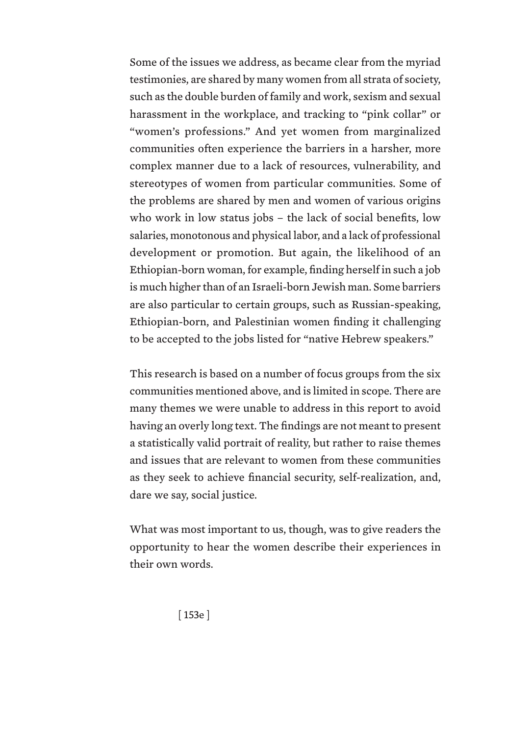Some of the issues we address, as became clear from the myriad testimonies, are shared by many women from all strata of society, such as the double burden of family and work, sexism and sexual harassment in the workplace, and tracking to "pink collar" or "women's professions." And yet women from marginalized communities often experience the barriers in a harsher, more complex manner due to a lack of resources, vulnerability, and stereotypes of women from particular communities. Some of the problems are shared by men and women of various origins who work in low status jobs – the lack of social benefits, low salaries, monotonous and physical labor, and a lack of professional development or promotion. But again, the likelihood of an Ethiopian-born woman, for example, finding herself in such a job is much higher than of an Israeli-born Jewish man. Some barriers are also particular to certain groups, such as Russian-speaking, Ethiopian-born, and Palestinian women finding it challenging to be accepted to the jobs listed for "native Hebrew speakers."

This research is based on a number of focus groups from the six communities mentioned above, and is limited in scope. There are many themes we were unable to address in this report to avoid having an overly long text. The findings are not meant to present a statistically valid portrait of reality, but rather to raise themes and issues that are relevant to women from these communities as they seek to achieve financial security, self-realization, and, dare we say, social justice.

What was most important to us, though, was to give readers the opportunity to hear the women describe their experiences in their own words.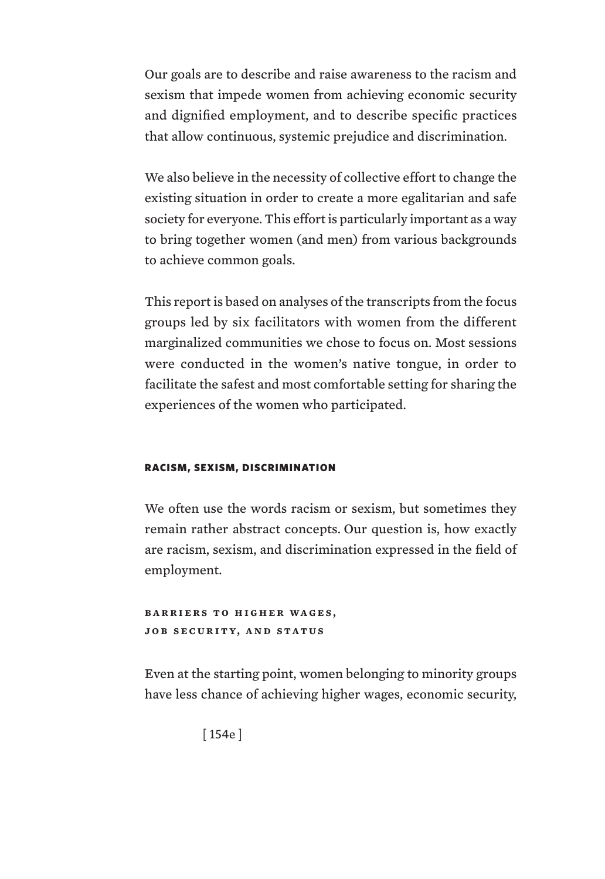Our goals are to describe and raise awareness to the racism and sexism that impede women from achieving economic security and dignified employment, and to describe specific practices that allow continuous, systemic prejudice and discrimination.

We also believe in the necessity of collective effort to change the existing situation in order to create a more egalitarian and safe society for everyone. This effort is particularly important as a way to bring together women (and men) from various backgrounds to achieve common goals.

This report is based on analyses of the transcripts from the focus groups led by six facilitators with women from the different marginalized communities we chose to focus on. Most sessions were conducted in the women's native tongue, in order to facilitate the safest and most comfortable setting for sharing the experiences of the women who participated.

## RACISM, SEXISM, DISCRIMINATION

We often use the words racism or sexism, but sometimes they remain rather abstract concepts. Our question is, how exactly are racism, sexism, and discrimination expressed in the field of employment.

### BARRIERS TO HIGHER WAGES, JOB SECURITY, AND STATUS

Even at the starting point, women belonging to minority groups have less chance of achieving higher wages, economic security,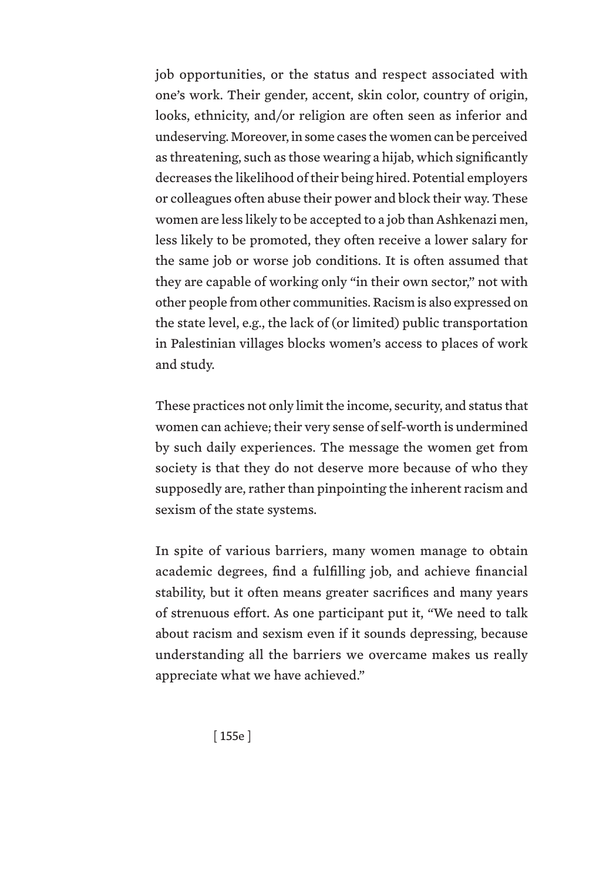job opportunities, or the status and respect associated with one's work. Their gender, accent, skin color, country of origin, looks, ethnicity, and/or religion are often seen as inferior and undeserving. Moreover, in some cases the women can be perceived as threatening, such as those wearing a hijab, which significantly decreases the likelihood of their being hired. Potential employers or colleagues often abuse their power and block their way. These women are less likely to be accepted to a job than Ashkenazi men, less likely to be promoted, they often receive a lower salary for the same job or worse job conditions. It is often assumed that they are capable of working only "in their own sector," not with other people from other communities. Racism is also expressed on the state level, e.g., the lack of (or limited) public transportation in Palestinian villages blocks women's access to places of work and study.

These practices not only limit the income, security, and status that women can achieve; their very sense of self-worth is undermined by such daily experiences. The message the women get from society is that they do not deserve more because of who they supposedly are, rather than pinpointing the inherent racism and sexism of the state systems.

In spite of various barriers, many women manage to obtain academic degrees, find a fulfilling job, and achieve financial stability, but it often means greater sacrifices and many years of strenuous effort. As one participant put it, "We need to talk about racism and sexism even if it sounds depressing, because understanding all the barriers we overcame makes us really appreciate what we have achieved."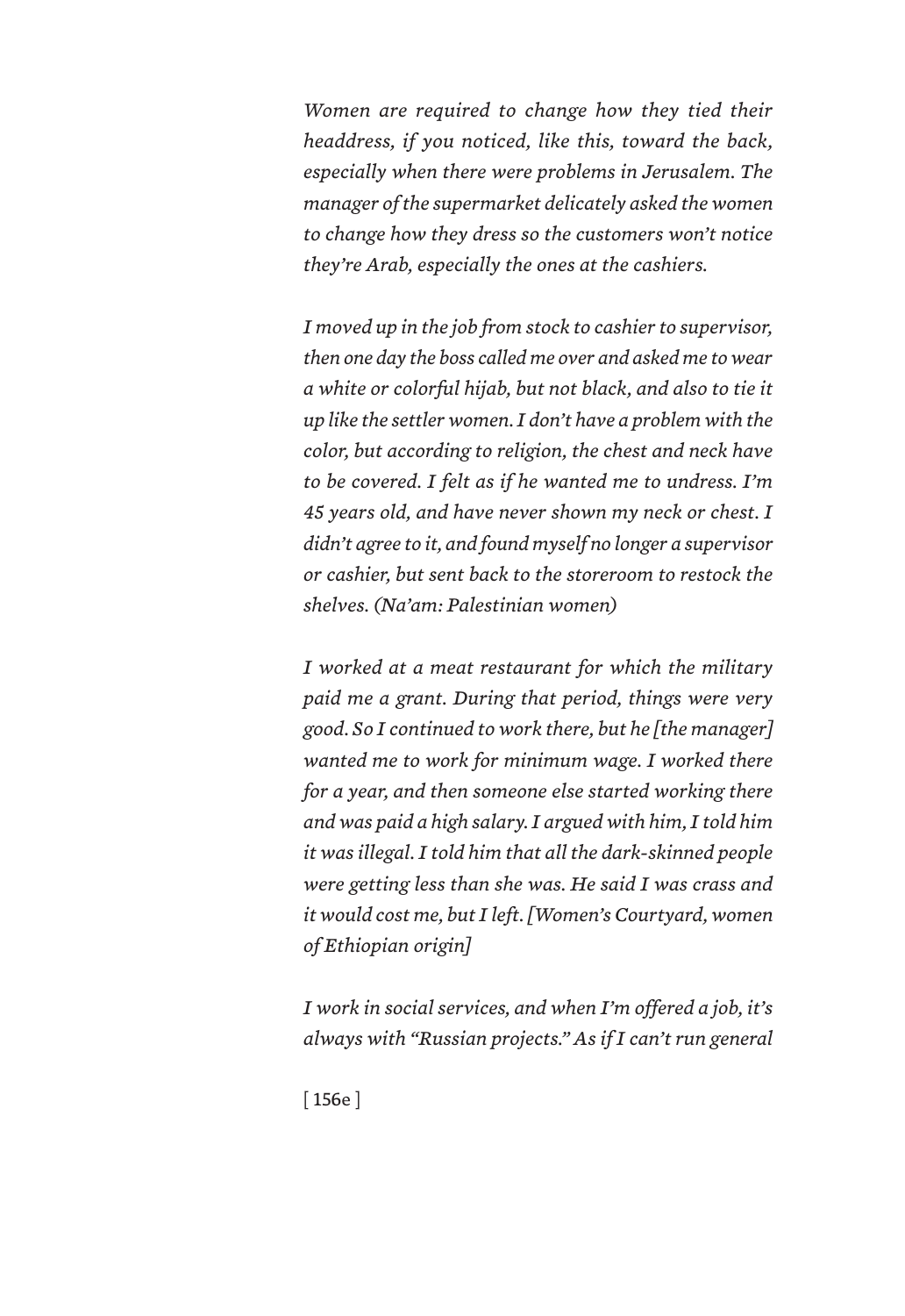*Women are required to change how they tied their headdress, if you noticed, like this, toward the back, especially when there were problems in Jerusalem. The manager of the supermarket delicately asked the women to change how they dress so the customers won't notice they're Arab, especially the ones at the cashiers.*

*I moved up in the job from stock to cashier to supervisor, then one day the boss called me over and asked me to wear a white or colorful hijab, but not black, and also to tie it up like the settler women. I don't have a problem with the color, but according to religion, the chest and neck have to be covered. I felt as if he wanted me to undress. I'm 45 years old, and have never shown my neck or chest. I didn't agree to it, and found myself no longer a supervisor or cashier, but sent back to the storeroom to restock the shelves. (Na'am: Palestinian women)*

*I worked at a meat restaurant for which the military paid me a grant. During that period, things were very good. So I continued to work there, but he [the manager] wanted me to work for minimum wage. I worked there for a year, and then someone else started working there and was paid a high salary. I argued with him, I told him it was illegal. I told him that all the dark-skinned people were getting less than she was. He said I was crass and it would cost me, but I left. [Women's Courtyard, women of Ethiopian origin]*

*I work in social services, and when I'm offered a job, it's always with "Russian projects." As if I can't run general*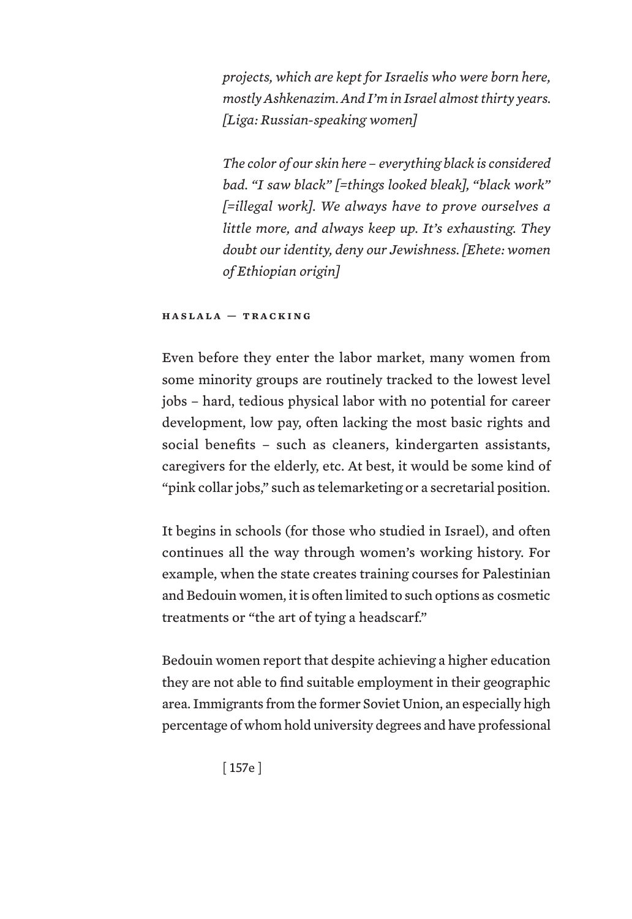*projects, which are kept for Israelis who were born here, mostly Ashkenazim. And I'm in Israel almost thirty years. [Liga: Russian-speaking women]*

*The color of our skin here – everything black is considered bad. "I saw black" [=things looked bleak], "black work" [=illegal work]. We always have to prove ourselves a little more, and always keep up. It's exhausting. They doubt our identity, deny our Jewishness. [Ehete: women of Ethiopian origin]*

### HASLALA — TRACKING

Even before they enter the labor market, many women from some minority groups are routinely tracked to the lowest level jobs – hard, tedious physical labor with no potential for career development, low pay, often lacking the most basic rights and social benefits – such as cleaners, kindergarten assistants, caregivers for the elderly, etc. At best, it would be some kind of "pink collar jobs," such as telemarketing or a secretarial position.

It begins in schools (for those who studied in Israel), and often continues all the way through women's working history. For example, when the state creates training courses for Palestinian and Bedouin women, it is often limited to such options as cosmetic treatments or "the art of tying a headscarf."

Bedouin women report that despite achieving a higher education they are not able to find suitable employment in their geographic area. Immigrants from the former Soviet Union, an especially high percentage of whom hold university degrees and have professional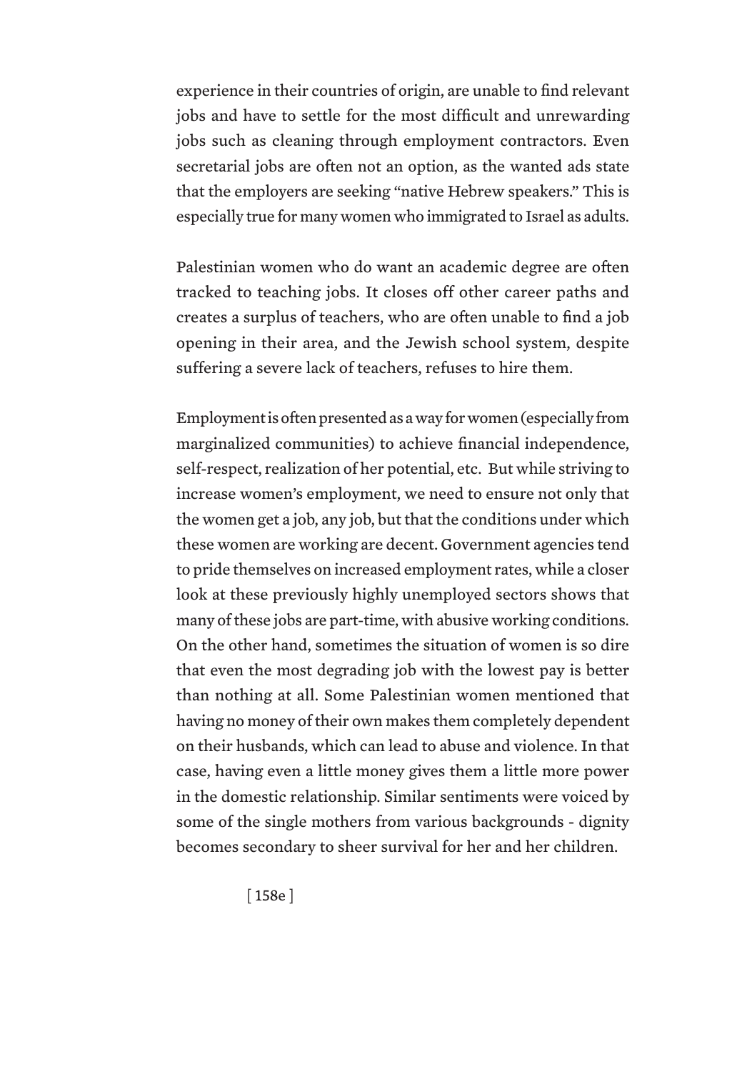experience in their countries of origin, are unable to find relevant jobs and have to settle for the most difficult and unrewarding jobs such as cleaning through employment contractors. Even secretarial jobs are often not an option, as the wanted ads state that the employers are seeking "native Hebrew speakers." This is especially true for many women who immigrated to Israel as adults.

Palestinian women who do want an academic degree are often tracked to teaching jobs. It closes off other career paths and creates a surplus of teachers, who are often unable to find a job opening in their area, and the Jewish school system, despite suffering a severe lack of teachers, refuses to hire them.

Employment is often presented as a way for women (especially from marginalized communities) to achieve financial independence, self-respect, realization of her potential, etc. But while striving to increase women's employment, we need to ensure not only that the women get a job, any job, but that the conditions under which these women are working are decent. Government agencies tend to pride themselves on increased employment rates, while a closer look at these previously highly unemployed sectors shows that many of these jobs are part-time, with abusive working conditions. On the other hand, sometimes the situation of women is so dire that even the most degrading job with the lowest pay is better than nothing at all. Some Palestinian women mentioned that having no money of their own makes them completely dependent on their husbands, which can lead to abuse and violence. In that case, having even a little money gives them a little more power in the domestic relationship. Similar sentiments were voiced by some of the single mothers from various backgrounds - dignity becomes secondary to sheer survival for her and her children.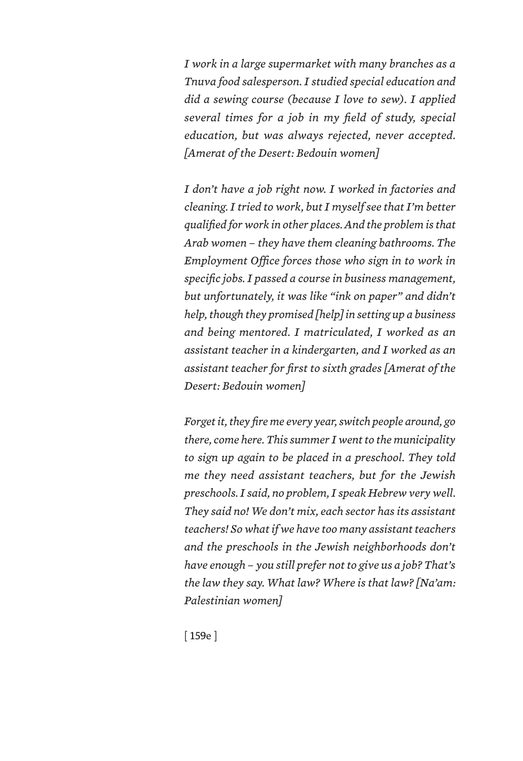*I work in a large supermarket with many branches as a Tnuva food salesperson. I studied special education and did a sewing course (because I love to sew). I applied several times for a job in my field of study, special education, but was always rejected, never accepted. [Amerat of the Desert: Bedouin women]*

*I don't have a job right now. I worked in factories and cleaning. I tried to work, but I myself see that I'm better qualified for work in other places. And the problem is that Arab women – they have them cleaning bathrooms. The Employment Office forces those who sign in to work in specific jobs. I passed a course in business management, but unfortunately, it was like "ink on paper" and didn't help, though they promised [help] in setting up a business and being mentored. I matriculated, I worked as an assistant teacher in a kindergarten, and I worked as an assistant teacher for first to sixth grades [Amerat of the Desert: Bedouin women]*

*Forget it, they fire me every year, switch people around, go there, come here. This summer I went to the municipality to sign up again to be placed in a preschool. They told me they need assistant teachers, but for the Jewish preschools. I said, no problem, I speak Hebrew very well. They said no! We don't mix, each sector has its assistant teachers! So what if we have too many assistant teachers and the preschools in the Jewish neighborhoods don't have enough – you still prefer not to give us a job? That's the law they say. What law? Where is that law? [Na'am: Palestinian women]*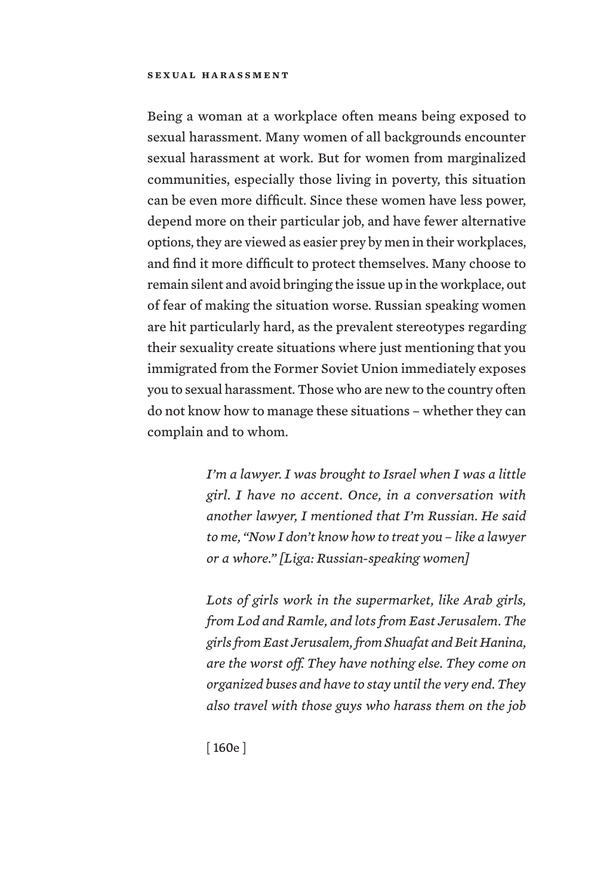Being a woman at a workplace often means being exposed to sexual harassment. Many women of all backgrounds encounter sexual harassment at work. But for women from marginalized communities, especially those living in poverty, this situation can be even more difficult. Since these women have less power, depend more on their particular job, and have fewer alternative options, they are viewed as easier prey by men in their workplaces, and find it more difficult to protect themselves. Many choose to remain silent and avoid bringing the issue up in the workplace, out of fear of making the situation worse. Russian speaking women are hit particularly hard, as the prevalent stereotypes regarding their sexuality create situations where just mentioning that you immigrated from the Former Soviet Union immediately exposes you to sexual harassment. Those who are new to the country often do not know how to manage these situations – whether they can complain and to whom.

> *I'm a lawyer. I was brought to Israel when I was a little girl. I have no accent. Once, in a conversation with another lawyer, I mentioned that I'm Russian. He said to me, "Now I don't know how to treat you – like a lawyer or a whore." [Liga: Russian-speaking women]*

> *Lots of girls work in the supermarket, like Arab girls, from Lod and Ramle, and lots from East Jerusalem. The girls from East Jerusalem, from Shuafat and Beit Hanina, are the worst off. They have nothing else. They come on organized buses and have to stay until the very end. They also travel with those guys who harass them on the job*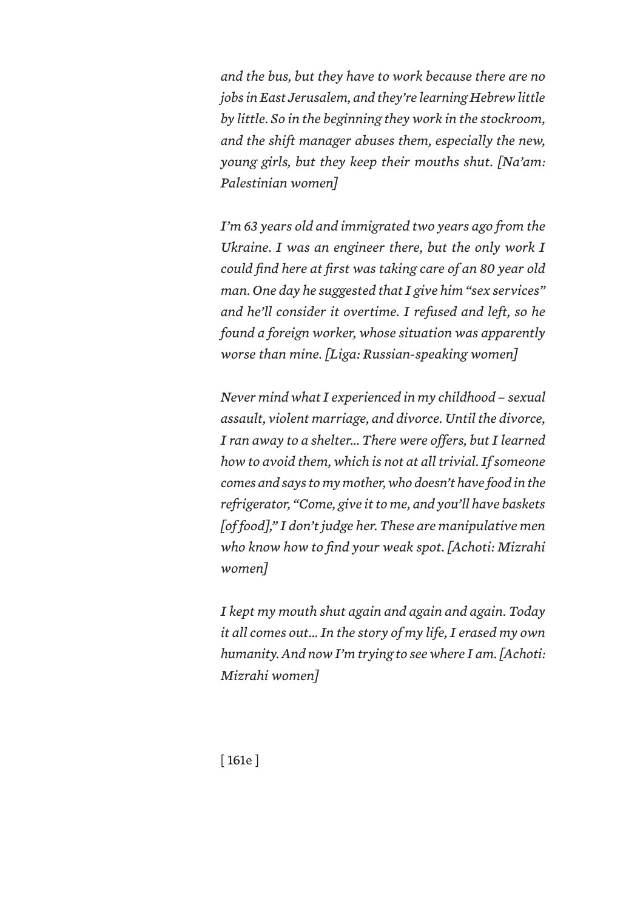*and the bus, but they have to work because there are no jobs in East Jerusalem, and they're learning Hebrew little by little. So in the beginning they work in the stockroom, and the shift manager abuses them, especially the new, young girls, but they keep their mouths shut. [Na'am: Palestinian women]*

*I'm 63 years old and immigrated two years ago from the Ukraine. I was an engineer there, but the only work I could find here at first was taking care of an 80 year old man. One day he suggested that I give him "sex services" and he'll consider it overtime. I refused and left, so he found a foreign worker, whose situation was apparently worse than mine. [Liga: Russian-speaking women]*

*Never mind what I experienced in my childhood – sexual assault, violent marriage, and divorce. Until the divorce, I ran away to a shelter... There were offers, but I learned how to avoid them, which is not at all trivial. If someone comes and says to my mother, who doesn't have food in the refrigerator, "Come, give it to me, and you'll have baskets [of food]," I don't judge her. These are manipulative men who know how to find your weak spot. [Achoti: Mizrahi women]*

*I kept my mouth shut again and again and again. Today it all comes out... In the story of my life, I erased my own humanity. And now I'm trying to see where I am. [Achoti: Mizrahi women]*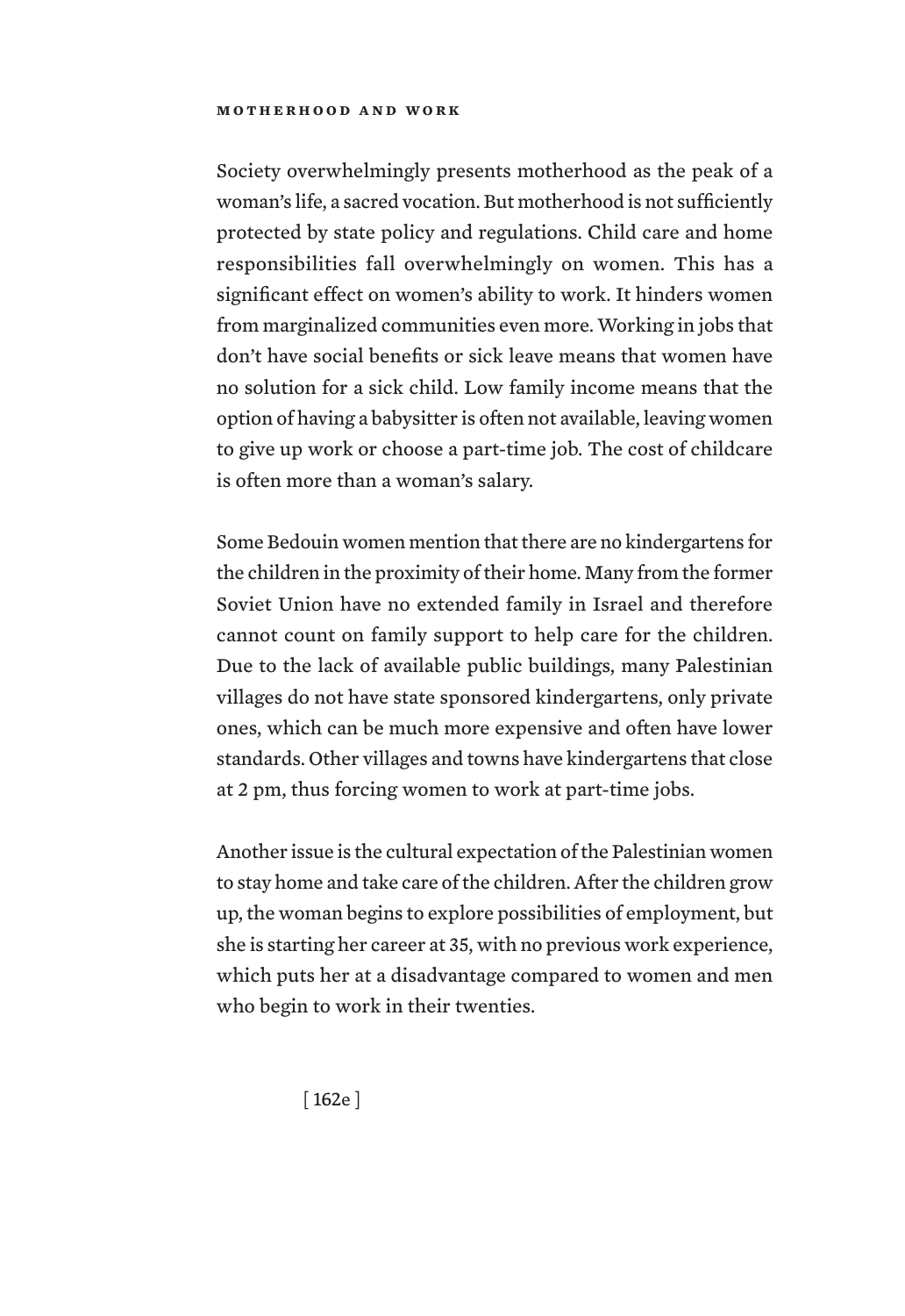Society overwhelmingly presents motherhood as the peak of a woman's life, a sacred vocation. But motherhood is not sufficiently protected by state policy and regulations. Child care and home responsibilities fall overwhelmingly on women. This has a significant effect on women's ability to work. It hinders women from marginalized communities even more. Working in jobs that don't have social benefits or sick leave means that women have no solution for a sick child. Low family income means that the option of having a babysitter is often not available, leaving women to give up work or choose a part-time job. The cost of childcare is often more than a woman's salary.

Some Bedouin women mention that there are no kindergartens for the children in the proximity of their home. Many from the former Soviet Union have no extended family in Israel and therefore cannot count on family support to help care for the children. Due to the lack of available public buildings, many Palestinian villages do not have state sponsored kindergartens, only private ones, which can be much more expensive and often have lower standards. Other villages and towns have kindergartens that close at 2 pm, thus forcing women to work at part-time jobs.

Another issue is the cultural expectation of the Palestinian women to stay home and take care of the children. After the children grow up, the woman begins to explore possibilities of employment, but she is starting her career at 35, with no previous work experience, which puts her at a disadvantage compared to women and men who begin to work in their twenties.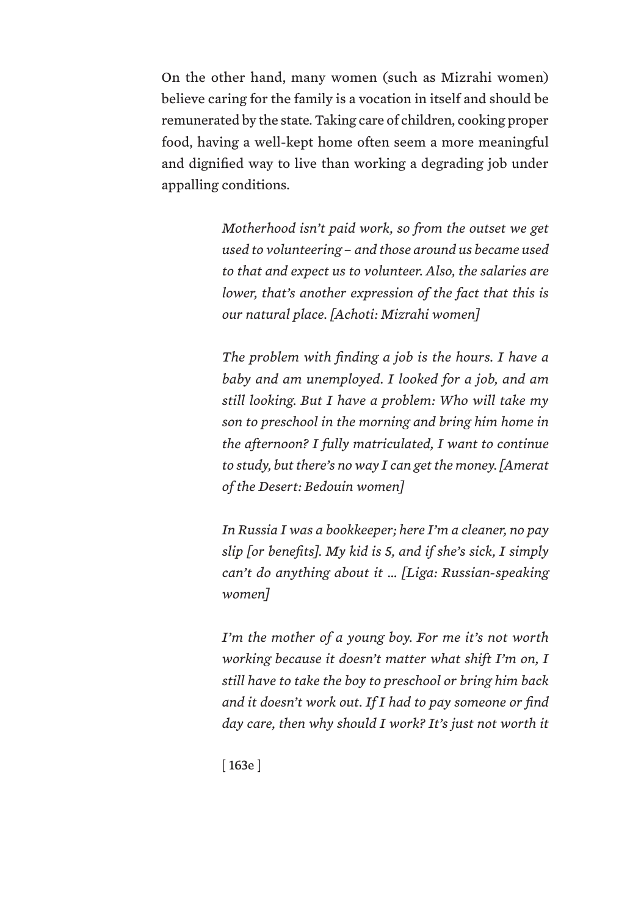On the other hand, many women (such as Mizrahi women) believe caring for the family is a vocation in itself and should be remunerated by the state. Taking care of children, cooking proper food, having a well-kept home often seem a more meaningful and dignified way to live than working a degrading job under appalling conditions.

> *Motherhood isn't paid work, so from the outset we get used to volunteering – and those around us became used to that and expect us to volunteer. Also, the salaries are lower, that's another expression of the fact that this is our natural place. [Achoti: Mizrahi women]*

> *The problem with finding a job is the hours. I have a baby and am unemployed. I looked for a job, and am still looking. But I have a problem: Who will take my son to preschool in the morning and bring him home in the afternoon? I fully matriculated, I want to continue to study, but there's no way I can get the money. [Amerat of the Desert: Bedouin women]*

> *In Russia I was a bookkeeper; here I'm a cleaner, no pay slip [or benefits]. My kid is 5, and if she's sick, I simply can't do anything about it … [Liga: Russian-speaking women]*

> *I'm the mother of a young boy. For me it's not worth working because it doesn't matter what shift I'm on, I still have to take the boy to preschool or bring him back and it doesn't work out. If I had to pay someone or find day care, then why should I work? It's just not worth it*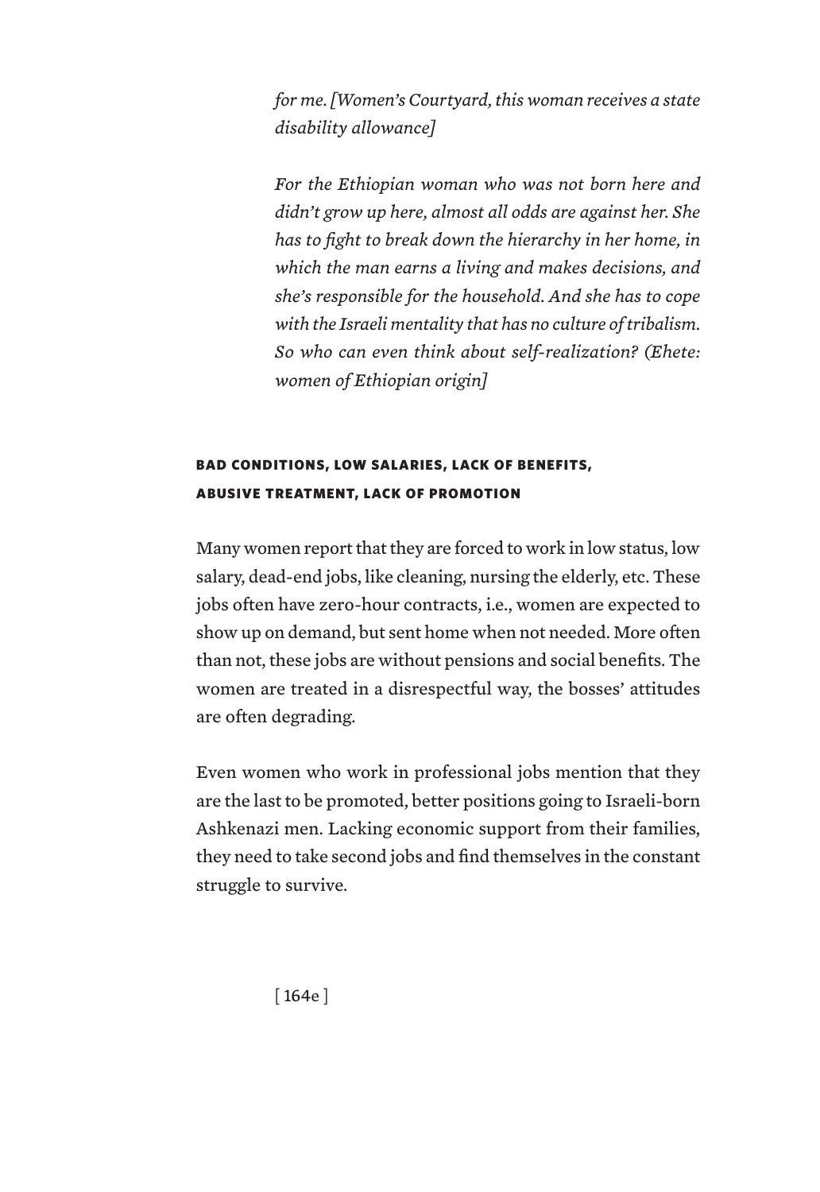*for me. [Women's Courtyard, this woman receives a state disability allowance]*

*For the Ethiopian woman who was not born here and didn't grow up here, almost all odds are against her. She has to fight to break down the hierarchy in her home, in which the man earns a living and makes decisions, and she's responsible for the household. And she has to cope with the Israeli mentality that has no culture of tribalism. So who can even think about self-realization? (Ehete: women of Ethiopian origin]*

### BAD CONDITIONS, LOW SALARIES, LACK OF BENEFITS, ABUSIVE TREATMENT, LACK OF PROMOTION

Many women report that they are forced to work in low status, low salary, dead-end jobs, like cleaning, nursing the elderly, etc. These jobs often have zero-hour contracts, i.e., women are expected to show up on demand, but sent home when not needed. More often than not, these jobs are without pensions and social benefits. The women are treated in a disrespectful way, the bosses' attitudes are often degrading.

Even women who work in professional jobs mention that they are the last to be promoted, better positions going to Israeli-born Ashkenazi men. Lacking economic support from their families, they need to take second jobs and find themselves in the constant struggle to survive.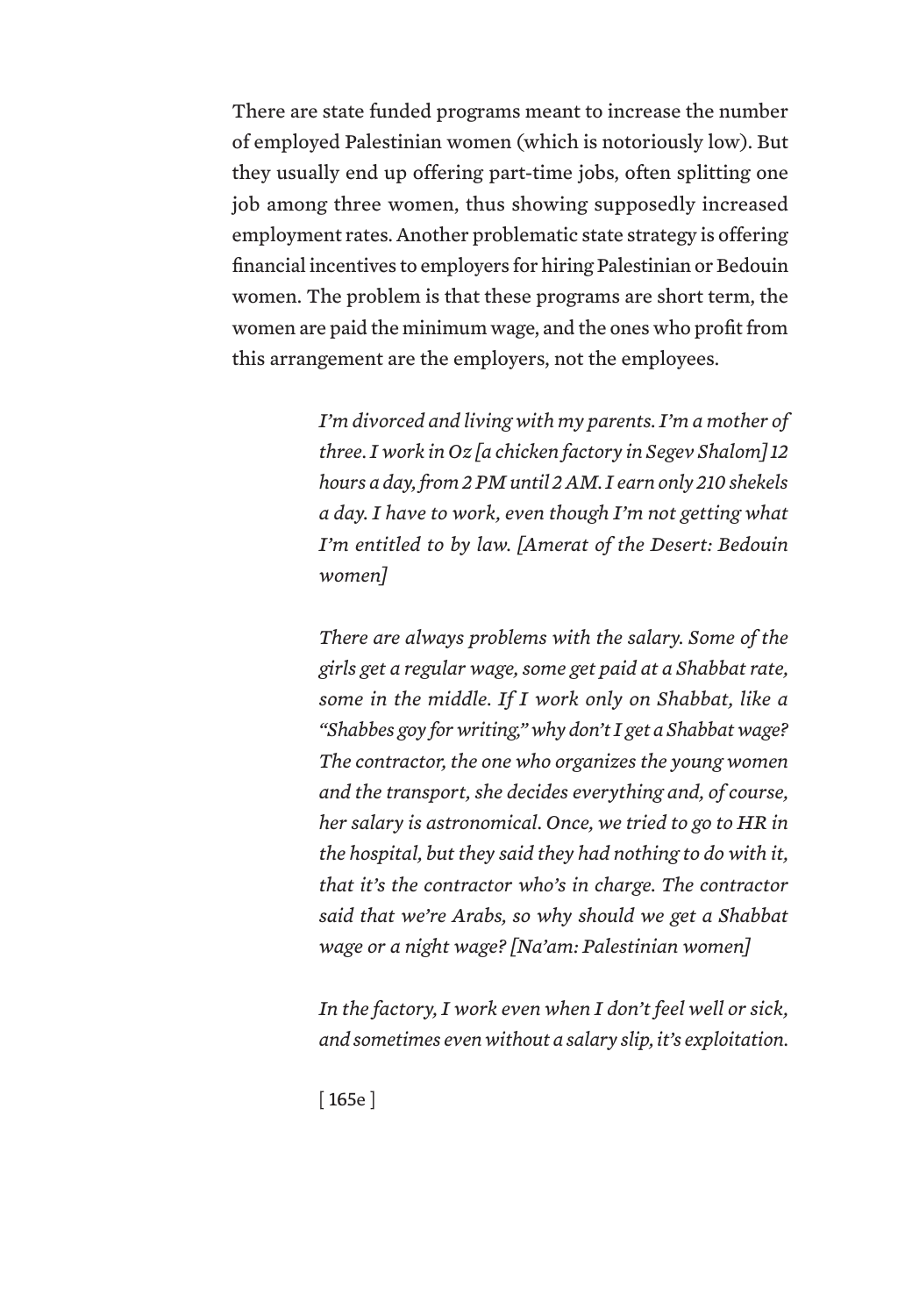There are state funded programs meant to increase the number of employed Palestinian women (which is notoriously low). But they usually end up offering part-time jobs, often splitting one job among three women, thus showing supposedly increased employment rates. Another problematic state strategy is offering financial incentives to employers for hiring Palestinian or Bedouin women. The problem is that these programs are short term, the women are paid the minimum wage, and the ones who profit from this arrangement are the employers, not the employees.

> *I'm divorced and living with my parents. I'm a mother of three. I work in Oz [a chicken factory in Segev Shalom] 12 hours a day, from 2 PM until 2 AM. I earn only 210 shekels a day. I have to work, even though I'm not getting what I'm entitled to by law. [Amerat of the Desert: Bedouin women]*

> *There are always problems with the salary. Some of the girls get a regular wage, some get paid at a Shabbat rate, some in the middle. If I work only on Shabbat, like a "Shabbes goy for writing," why don't I get a Shabbat wage? The contractor, the one who organizes the young women and the transport, she decides everything and, of course, her salary is astronomical. Once, we tried to go to HR in the hospital, but they said they had nothing to do with it, that it's the contractor who's in charge. The contractor said that we're Arabs, so why should we get a Shabbat wage or a night wage? [Na'am: Palestinian women]*

> *In the factory, I work even when I don't feel well or sick, and sometimes even without a salary slip, it's exploitation.*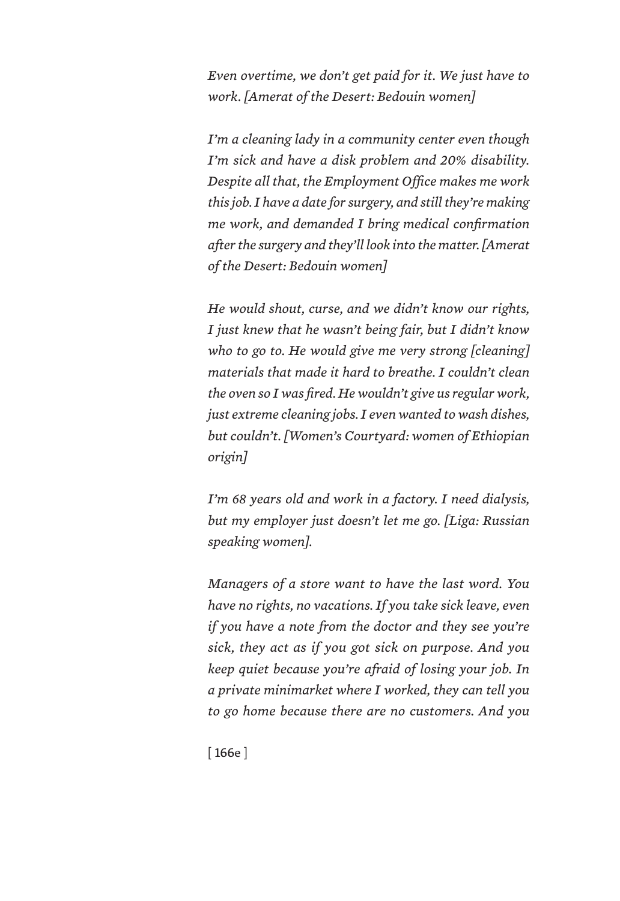*Even overtime, we don't get paid for it. We just have to work. [Amerat of the Desert: Bedouin women]*

*I'm a cleaning lady in a community center even though I'm sick and have a disk problem and 20% disability. Despite all that, the Employment Office makes me work this job. I have a date for surgery, and still they're making me work, and demanded I bring medical confirmation after the surgery and they'll look into the matter. [Amerat of the Desert: Bedouin women]*

*He would shout, curse, and we didn't know our rights, I just knew that he wasn't being fair, but I didn't know who to go to. He would give me very strong [cleaning] materials that made it hard to breathe. I couldn't clean the oven so I was fired. He wouldn't give us regular work, just extreme cleaning jobs. I even wanted to wash dishes, but couldn't. [Women's Courtyard: women of Ethiopian origin]*

*I'm 68 years old and work in a factory. I need dialysis, but my employer just doesn't let me go. [Liga: Russian speaking women].*

*Managers of a store want to have the last word. You have no rights, no vacations. If you take sick leave, even if you have a note from the doctor and they see you're sick, they act as if you got sick on purpose. And you keep quiet because you're afraid of losing your job. In a private minimarket where I worked, they can tell you to go home because there are no customers. And you*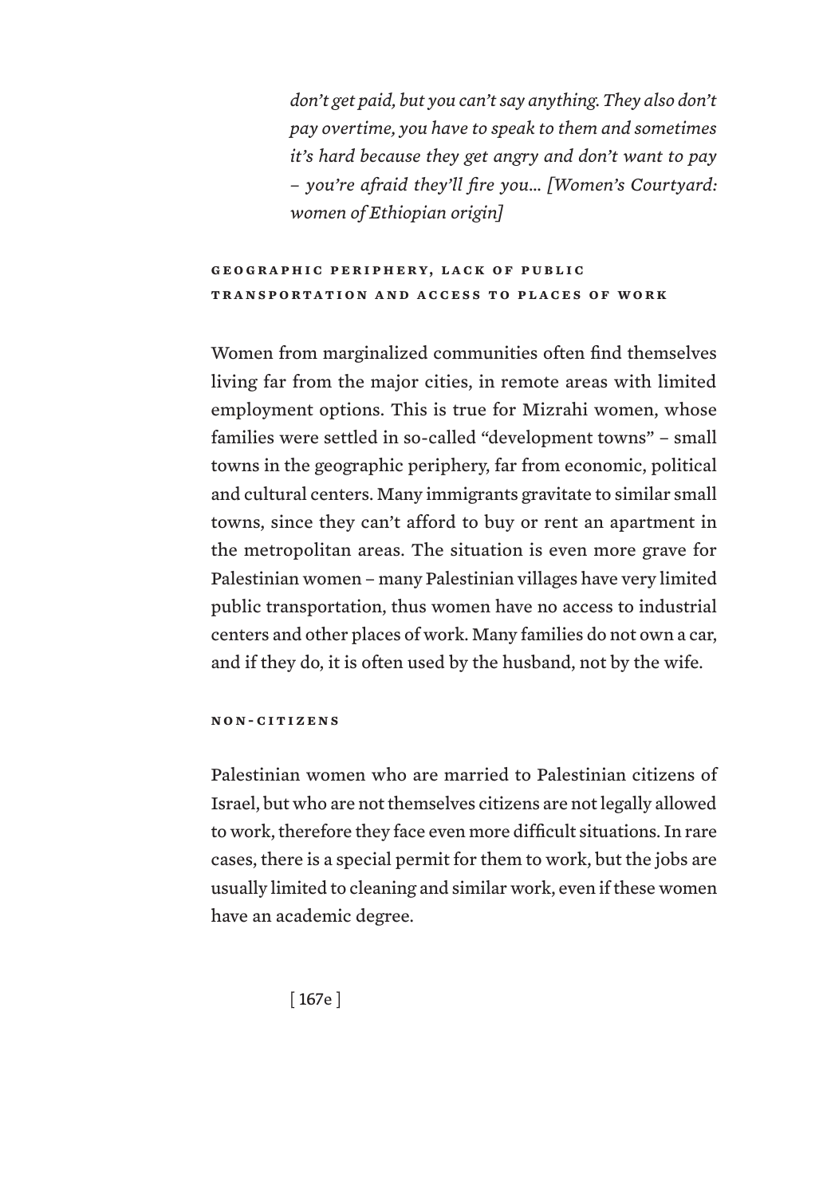*don't get paid, but you can't say anything. They also don't pay overtime, you have to speak to them and sometimes it's hard because they get angry and don't want to pay – you're afraid they'll fire you... [Women's Courtyard: women of Ethiopian origin]*

### Geographic periphery, lack of public transportation and access to places of work

Women from marginalized communities often find themselves living far from the major cities, in remote areas with limited employment options. This is true for Mizrahi women, whose families were settled in so-called "development towns" – small towns in the geographic periphery, far from economic, political and cultural centers. Many immigrants gravitate to similar small towns, since they can't afford to buy or rent an apartment in the metropolitan areas. The situation is even more grave for Palestinian women – many Palestinian villages have very limited public transportation, thus women have no access to industrial centers and other places of work. Many families do not own a car, and if they do, it is often used by the husband, not by the wife.

### Non-citizens

Palestinian women who are married to Palestinian citizens of Israel, but who are not themselves citizens are not legally allowed to work, therefore they face even more difficult situations. In rare cases, there is a special permit for them to work, but the jobs are usually limited to cleaning and similar work, even if these women have an academic degree.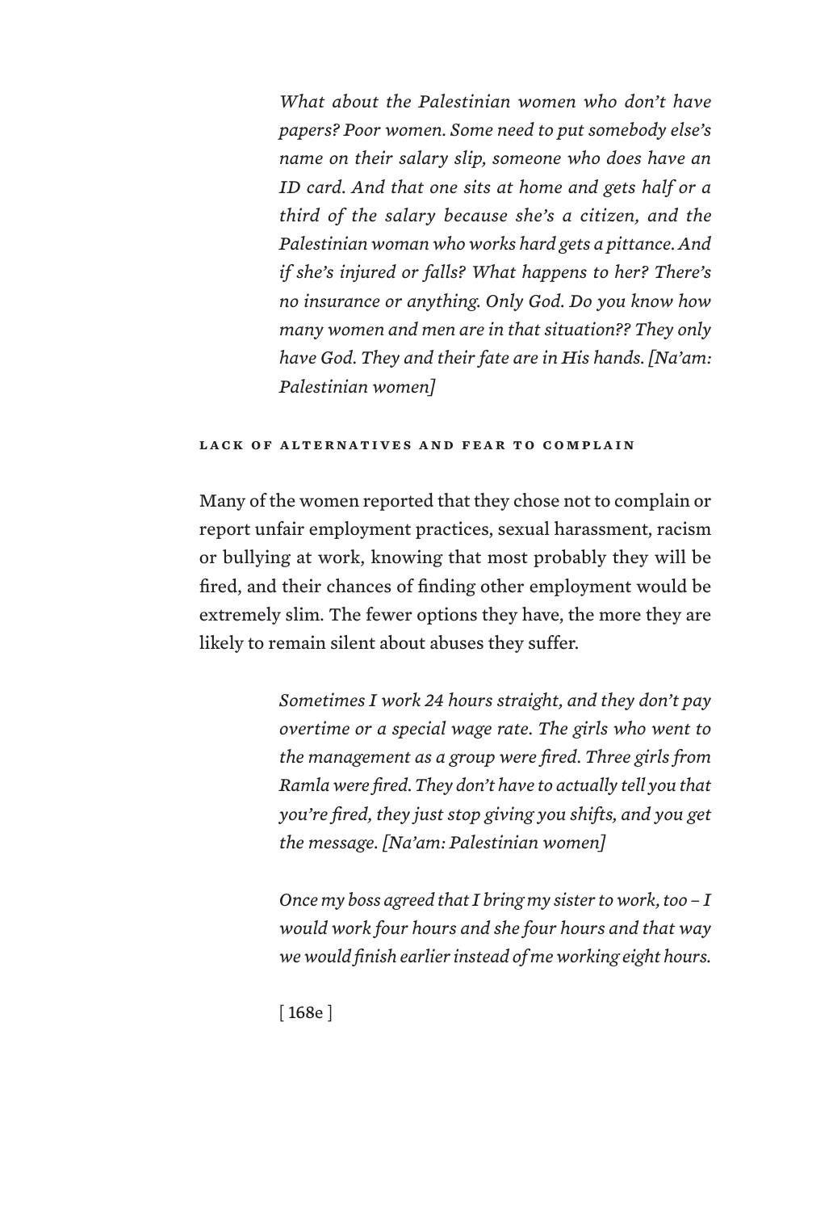> *What about the Palestinian women who don't have papers? Poor women. Some need to put somebody else's name on their salary slip, someone who does have an ID card. And that one sits at home and gets half or a third of the salary because she's a citizen, and the Palestinian woman who works hard gets a pittance. And if she's injured or falls? What happens to her? There's no insurance or anything. Only God. Do you know how many women and men are in that situation?? They only have God. They and their fate are in His hands. [Na'am: Palestinian women]*

### LACK OF ALTERNATIVES AND FEAR TO COMPLAIN

Many of the women reported that they chose not to complain or report unfair employment practices, sexual harassment, racism or bullying at work, knowing that most probably they will be fired, and their chances of finding other employment would be extremely slim. The fewer options they have, the more they are likely to remain silent about abuses they suffer.

> *Sometimes I work 24 hours straight, and they don't pay overtime or a special wage rate. The girls who went to the management as a group were fired. Three girls from Ramla were fired. They don't have to actually tell you that you're fired, they just stop giving you shifts, and you get the message. [Na'am: Palestinian women]*

> *Once my boss agreed that I bring my sister to work, too – I would work four hours and she four hours and that way we would finish earlier instead of me working eight hours.*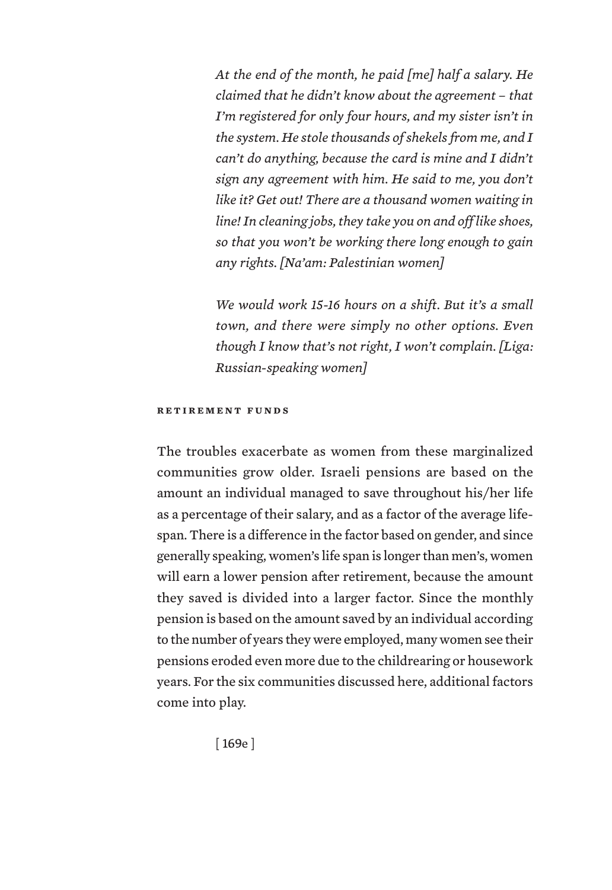*At the end of the month, he paid [me] half a salary. He claimed that he didn't know about the agreement – that I'm registered for only four hours, and my sister isn't in the system. He stole thousands of shekels from me, and I can't do anything, because the card is mine and I didn't sign any agreement with him. He said to me, you don't like it? Get out! There are a thousand women waiting in line! In cleaning jobs, they take you on and off like shoes, so that you won't be working there long enough to gain any rights. [Na'am: Palestinian women]*

*We would work 15-16 hours on a shift. But it's a small town, and there were simply no other options. Even though I know that's not right, I won't complain. [Liga: Russian-speaking women]*

### RETIREMENT FUNDS

The troubles exacerbate as women from these marginalized communities grow older. Israeli pensions are based on the amount an individual managed to save throughout his/her life as a percentage of their salary, and as a factor of the average life-span. There is a difference in the factor based on gender, and since generally speaking, women's life span is longer than men's, women will earn a lower pension after retirement, because the amount they saved is divided into a larger factor. Since the monthly pension is based on the amount saved by an individual according to the number of years they were employed, many women see their pensions eroded even more due to the childrearing or housework years. For the six communities discussed here, additional factors come into play.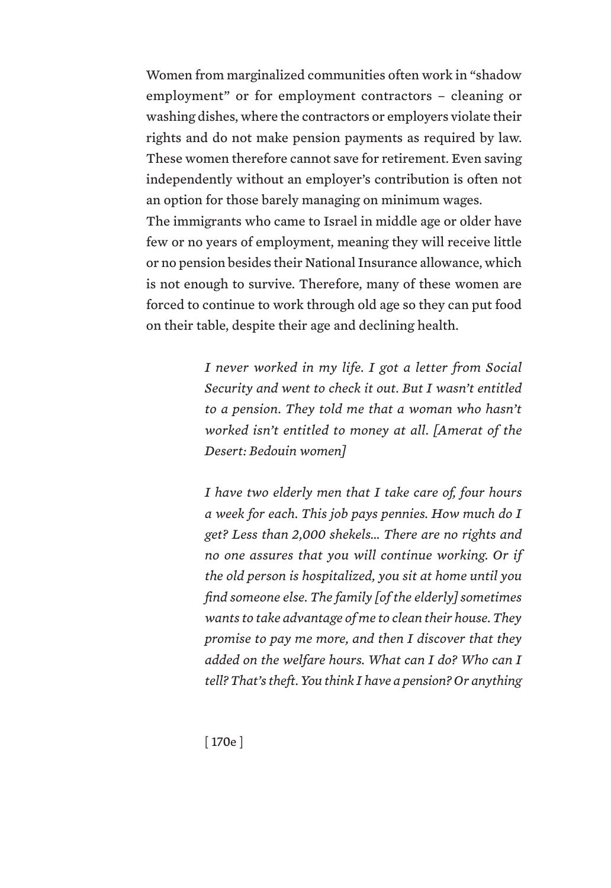Women from marginalized communities often work in "shadow employment" or for employment contractors – cleaning or washing dishes, where the contractors or employers violate their rights and do not make pension payments as required by law. These women therefore cannot save for retirement. Even saving independently without an employer's contribution is often not an option for those barely managing on minimum wages.

The immigrants who came to Israel in middle age or older have few or no years of employment, meaning they will receive little or no pension besides their National Insurance allowance, which is not enough to survive. Therefore, many of these women are forced to continue to work through old age so they can put food on their table, despite their age and declining health.

> *I never worked in my life. I got a letter from Social Security and went to check it out. But I wasn't entitled to a pension. They told me that a woman who hasn't worked isn't entitled to money at all. [Amerat of the Desert: Bedouin women]*

> *I have two elderly men that I take care of, four hours a week for each. This job pays pennies. How much do I get? Less than 2,000 shekels... There are no rights and no one assures that you will continue working. Or if the old person is hospitalized, you sit at home until you find someone else. The family [of the elderly] sometimes wants to take advantage of me to clean their house. They promise to pay me more, and then I discover that they added on the welfare hours. What can I do? Who can I tell? That's theft. You think I have a pension? Or anything*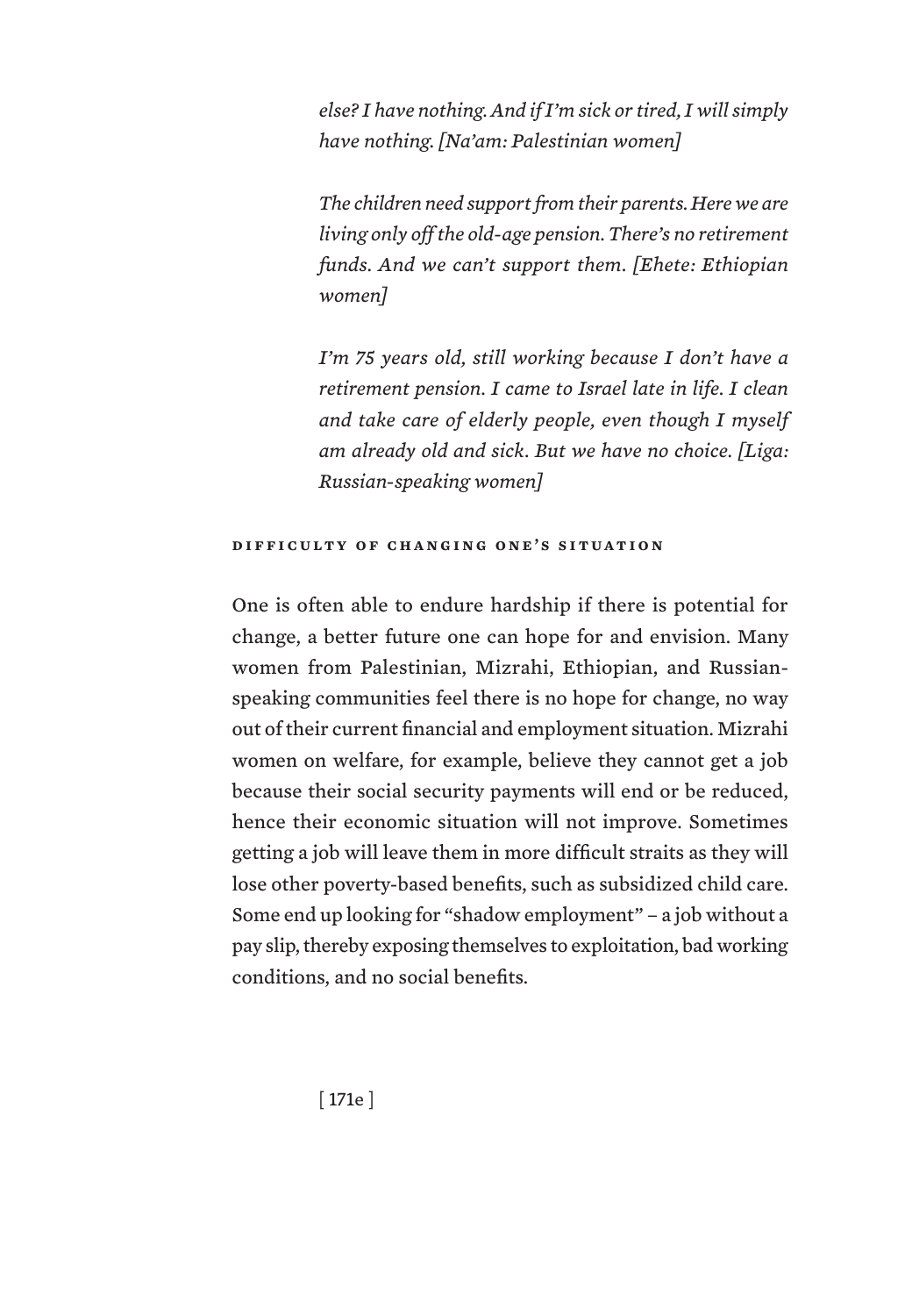*else? I have nothing. And if I'm sick or tired, I will simply have nothing. [Na'am: Palestinian women]*

*The children need support from their parents. Here we are living only off the old-age pension. There's no retirement funds. And we can't support them. [Ehete: Ethiopian women]*

*I'm 75 years old, still working because I don't have a retirement pension. I came to Israel late in life. I clean and take care of elderly people, even though I myself am already old and sick. But we have no choice. [Liga: Russian-speaking women]*

### Difficulty of changing one's situation

One is often able to endure hardship if there is potential for change, a better future one can hope for and envision. Many women from Palestinian, Mizrahi, Ethiopian, and Russian-speaking communities feel there is no hope for change, no way out of their current financial and employment situation. Mizrahi women on welfare, for example, believe they cannot get a job because their social security payments will end or be reduced, hence their economic situation will not improve. Sometimes getting a job will leave them in more difficult straits as they will lose other poverty-based benefits, such as subsidized child care. Some end up looking for "shadow employment" – a job without a pay slip, thereby exposing themselves to exploitation, bad working conditions, and no social benefits.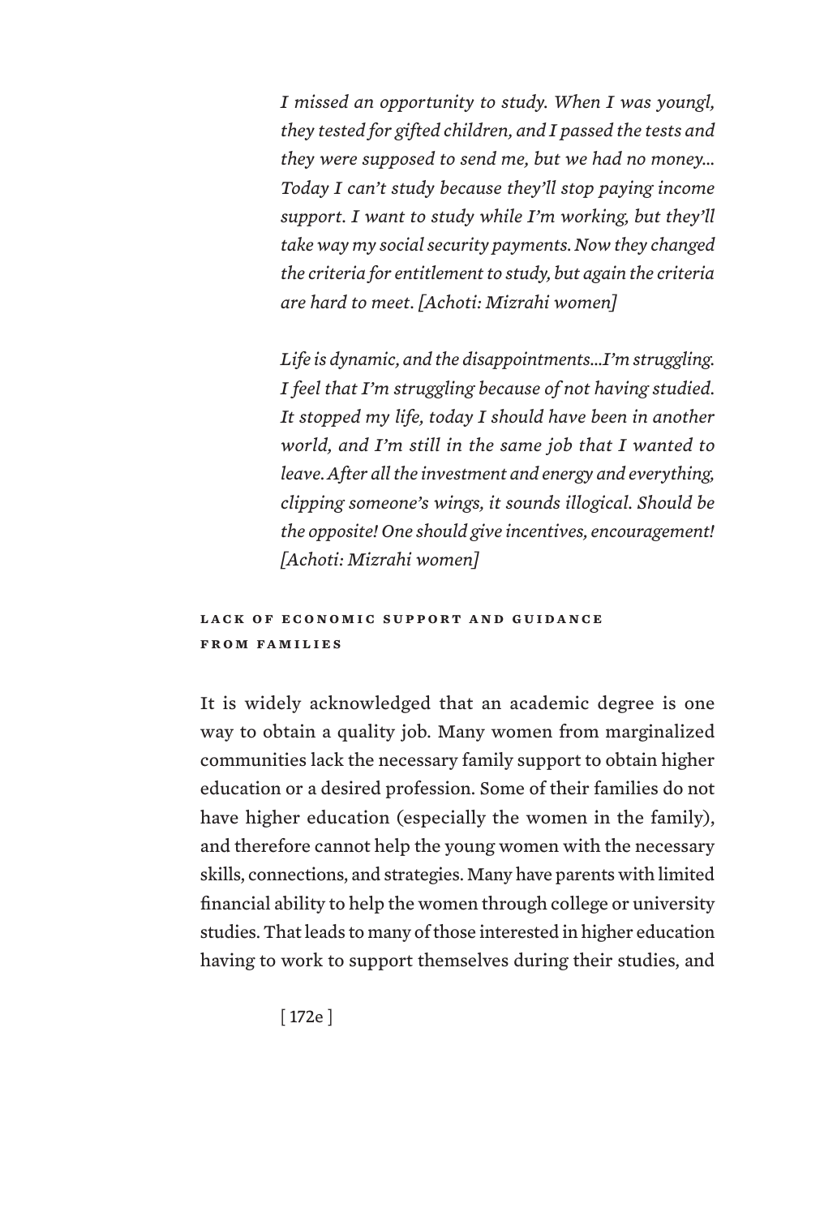*I missed an opportunity to study. When I was youngl, they tested for gifted children, and I passed the tests and they were supposed to send me, but we had no money... Today I can't study because they'll stop paying income support. I want to study while I'm working, but they'll take way my social security payments. Now they changed the criteria for entitlement to study, but again the criteria are hard to meet. [Achoti: Mizrahi women]*

*Life is dynamic, and the disappointments...I'm struggling. I feel that I'm struggling because of not having studied. It stopped my life, today I should have been in another world, and I'm still in the same job that I wanted to leave. After all the investment and energy and everything, clipping someone's wings, it sounds illogical. Should be the opposite! One should give incentives, encouragement! [Achoti: Mizrahi women]*

### LACK OF ECONOMIC SUPPORT AND GUIDANCE FROM FAMILIES

It is widely acknowledged that an academic degree is one way to obtain a quality job. Many women from marginalized communities lack the necessary family support to obtain higher education or a desired profession. Some of their families do not have higher education (especially the women in the family), and therefore cannot help the young women with the necessary skills, connections, and strategies. Many have parents with limited financial ability to help the women through college or university studies. That leads to many of those interested in higher education having to work to support themselves during their studies, and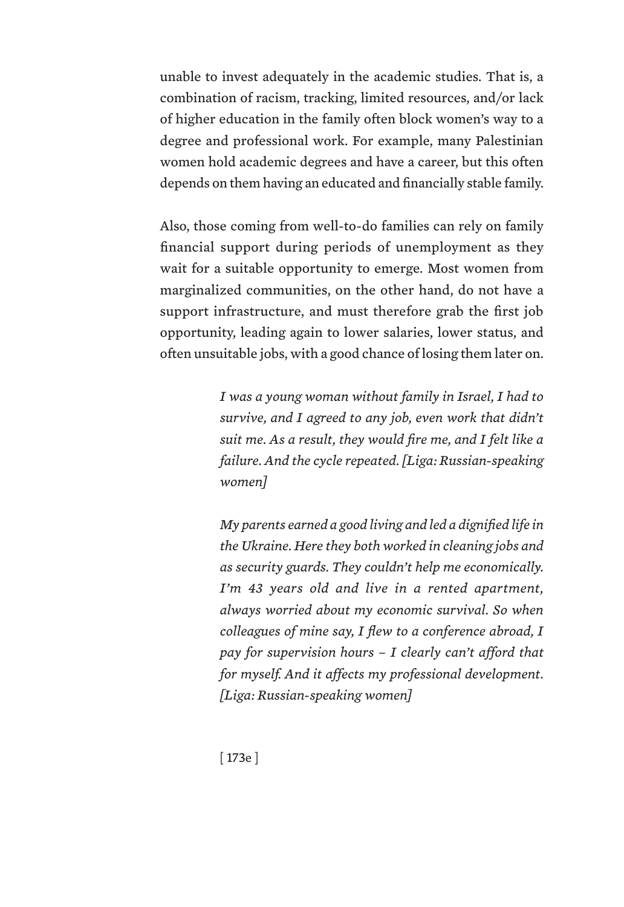unable to invest adequately in the academic studies. That is, a combination of racism, tracking, limited resources, and/or lack of higher education in the family often block women's way to a degree and professional work. For example, many Palestinian women hold academic degrees and have a career, but this often depends on them having an educated and financially stable family.

Also, those coming from well-to-do families can rely on family financial support during periods of unemployment as they wait for a suitable opportunity to emerge. Most women from marginalized communities, on the other hand, do not have a support infrastructure, and must therefore grab the first job opportunity, leading again to lower salaries, lower status, and often unsuitable jobs, with a good chance of losing them later on.

> *I was a young woman without family in Israel, I had to survive, and I agreed to any job, even work that didn't suit me. As a result, they would fire me, and I felt like a failure. And the cycle repeated. [Liga: Russian-speaking women]*

> *My parents earned a good living and led a dignified life in the Ukraine. Here they both worked in cleaning jobs and as security guards. They couldn't help me economically. I'm 43 years old and live in a rented apartment, always worried about my economic survival. So when colleagues of mine say, I flew to a conference abroad, I pay for supervision hours – I clearly can't afford that for myself. And it affects my professional development. [Liga: Russian-speaking women]*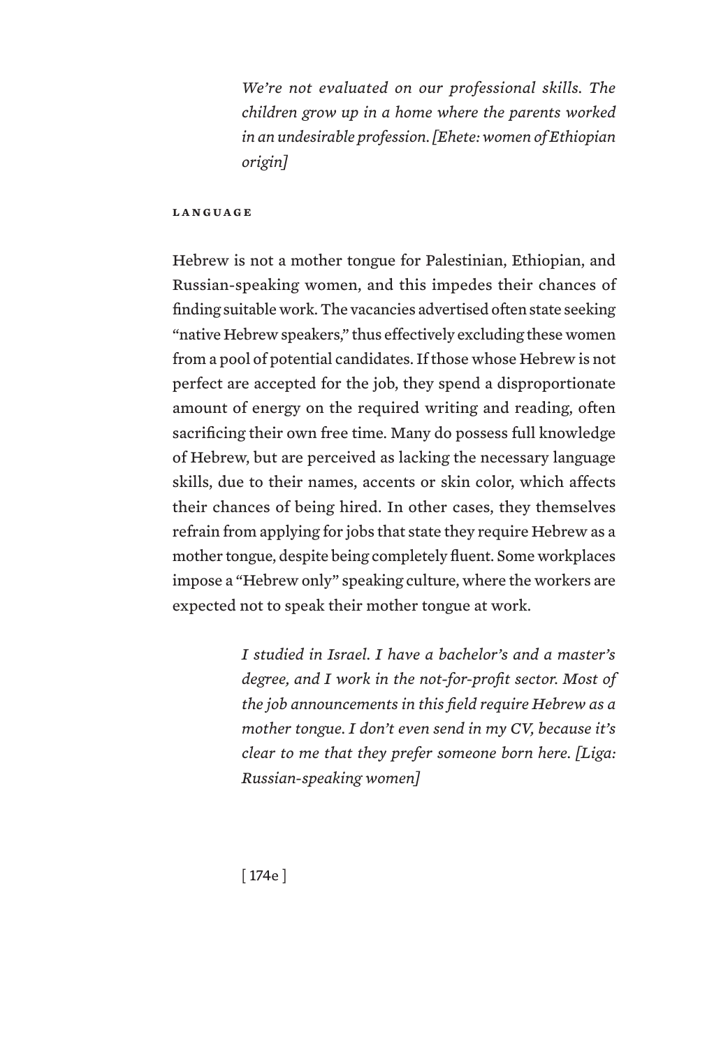*We're not evaluated on our professional skills. The children grow up in a home where the parents worked in an undesirable profession. [Ehete: women of Ethiopian origin]*

### LANGUAGE

Hebrew is not a mother tongue for Palestinian, Ethiopian, and Russian-speaking women, and this impedes their chances of finding suitable work. The vacancies advertised often state seeking "native Hebrew speakers," thus effectively excluding these women from a pool of potential candidates. If those whose Hebrew is not perfect are accepted for the job, they spend a disproportionate amount of energy on the required writing and reading, often sacrificing their own free time. Many do possess full knowledge of Hebrew, but are perceived as lacking the necessary language skills, due to their names, accents or skin color, which affects their chances of being hired. In other cases, they themselves refrain from applying for jobs that state they require Hebrew as a mother tongue, despite being completely fluent. Some workplaces impose a "Hebrew only" speaking culture, where the workers are expected not to speak their mother tongue at work.

*I studied in Israel. I have a bachelor's and a master's degree, and I work in the not-for-profit sector. Most of the job announcements in this field require Hebrew as a mother tongue. I don't even send in my CV, because it's clear to me that they prefer someone born here. [Liga: Russian-speaking women]*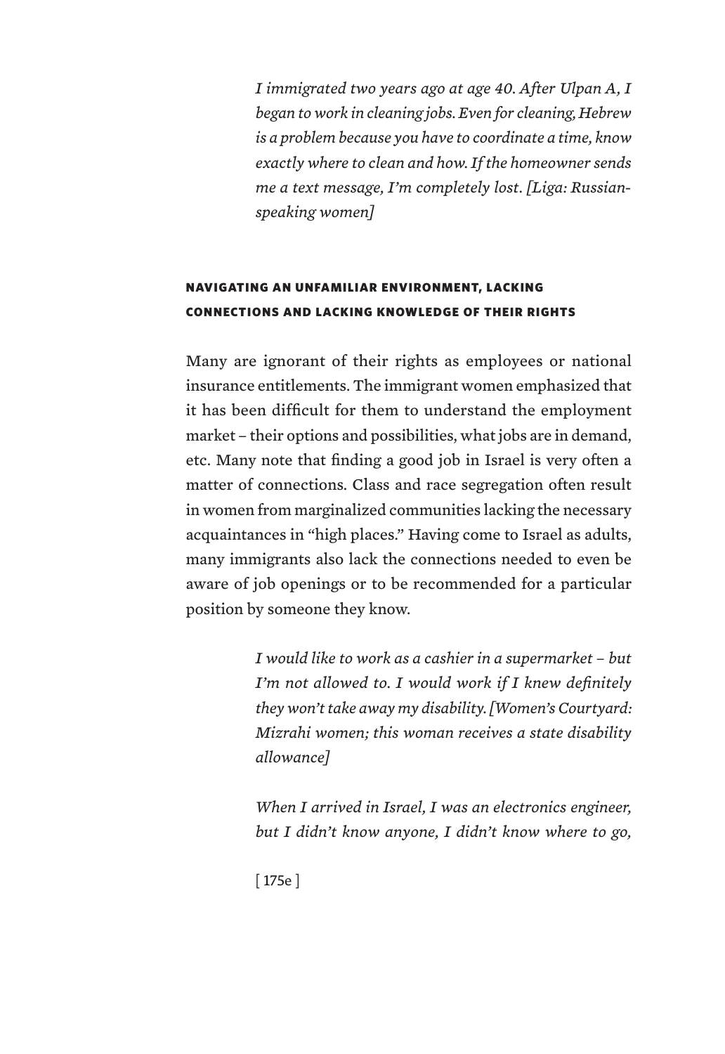*I immigrated two years ago at age 40. After Ulpan A, I began to work in cleaning jobs. Even for cleaning, Hebrew is a problem because you have to coordinate a time, know exactly where to clean and how. If the homeowner sends me a text message, I'm completely lost. [Liga: Russian-speaking women]*

### NAVIGATING AN UNFAMILIAR ENVIRONMENT, LACKING CONNECTIONS AND LACKING KNOWLEDGE OF THEIR RIGHTS

Many are ignorant of their rights as employees or national insurance entitlements. The immigrant women emphasized that it has been difficult for them to understand the employment market – their options and possibilities, what jobs are in demand, etc. Many note that finding a good job in Israel is very often a matter of connections. Class and race segregation often result in women from marginalized communities lacking the necessary acquaintances in "high places." Having come to Israel as adults, many immigrants also lack the connections needed to even be aware of job openings or to be recommended for a particular position by someone they know.

*I would like to work as a cashier in a supermarket – but I'm not allowed to. I would work if I knew definitely they won't take away my disability. [Women's Courtyard: Mizrahi women; this woman receives a state disability allowance]*

*When I arrived in Israel, I was an electronics engineer, but I didn't know anyone, I didn't know where to go,*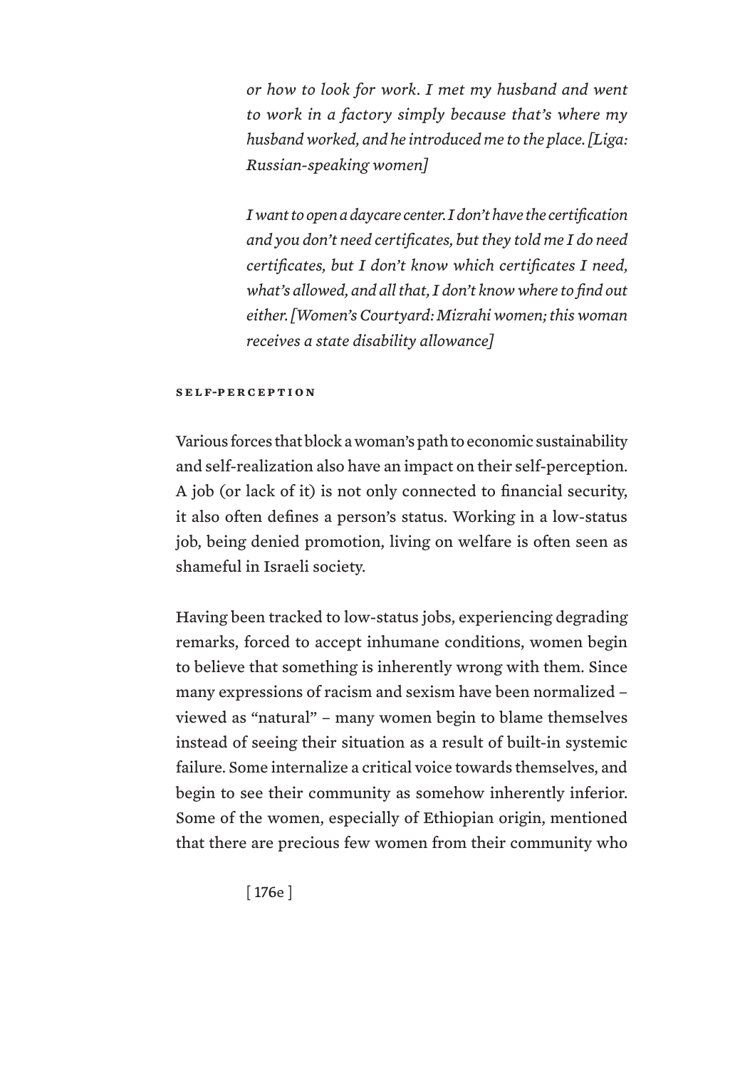*or how to look for work. I met my husband and went to work in a factory simply because that's where my husband worked, and he introduced me to the place. [Liga: Russian-speaking women]*

*I want to open a daycare center. I don't have the certification and you don't need certificates, but they told me I do need certificates, but I don't know which certificates I need, what's allowed, and all that, I don't know where to find out either. [Women's Courtyard: Mizrahi women; this woman receives a state disability allowance]*

#### SELF-PERCEPTION

Various forces that block a woman's path to economic sustainability and self-realization also have an impact on their self-perception. A job (or lack of it) is not only connected to financial security, it also often defines a person's status. Working in a low-status job, being denied promotion, living on welfare is often seen as shameful in Israeli society.

Having been tracked to low-status jobs, experiencing degrading remarks, forced to accept inhumane conditions, women begin to believe that something is inherently wrong with them. Since many expressions of racism and sexism have been normalized – viewed as "natural" – many women begin to blame themselves instead of seeing their situation as a result of built-in systemic failure. Some internalize a critical voice towards themselves, and begin to see their community as somehow inherently inferior. Some of the women, especially of Ethiopian origin, mentioned that there are precious few women from their community who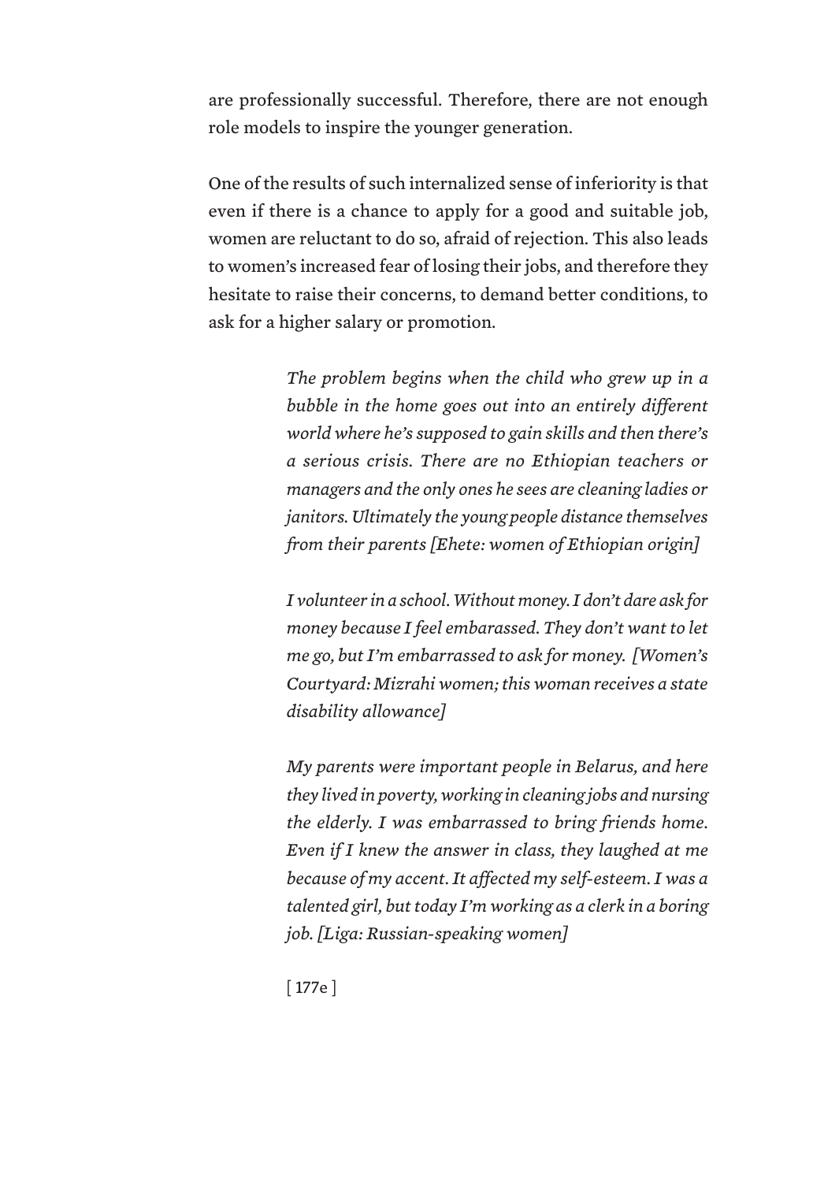are professionally successful. Therefore, there are not enough role models to inspire the younger generation.

One of the results of such internalized sense of inferiority is that even if there is a chance to apply for a good and suitable job, women are reluctant to do so, afraid of rejection. This also leads to women's increased fear of losing their jobs, and therefore they hesitate to raise their concerns, to demand better conditions, to ask for a higher salary or promotion.

> *The problem begins when the child who grew up in a bubble in the home goes out into an entirely different world where he's supposed to gain skills and then there's a serious crisis. There are no Ethiopian teachers or managers and the only ones he sees are cleaning ladies or janitors. Ultimately the young people distance themselves from their parents [Ehete: women of Ethiopian origin]*

> *I volunteer in a school. Without money. I don't dare ask for money because I feel embarassed. They don't want to let me go, but I'm embarrassed to ask for money. [Women's Courtyard: Mizrahi women; this woman receives a state disability allowance]*

> *My parents were important people in Belarus, and here they lived in poverty, working in cleaning jobs and nursing the elderly. I was embarrassed to bring friends home. Even if I knew the answer in class, they laughed at me because of my accent. It affected my self-esteem. I was a talented girl, but today I'm working as a clerk in a boring job. [Liga: Russian-speaking women]*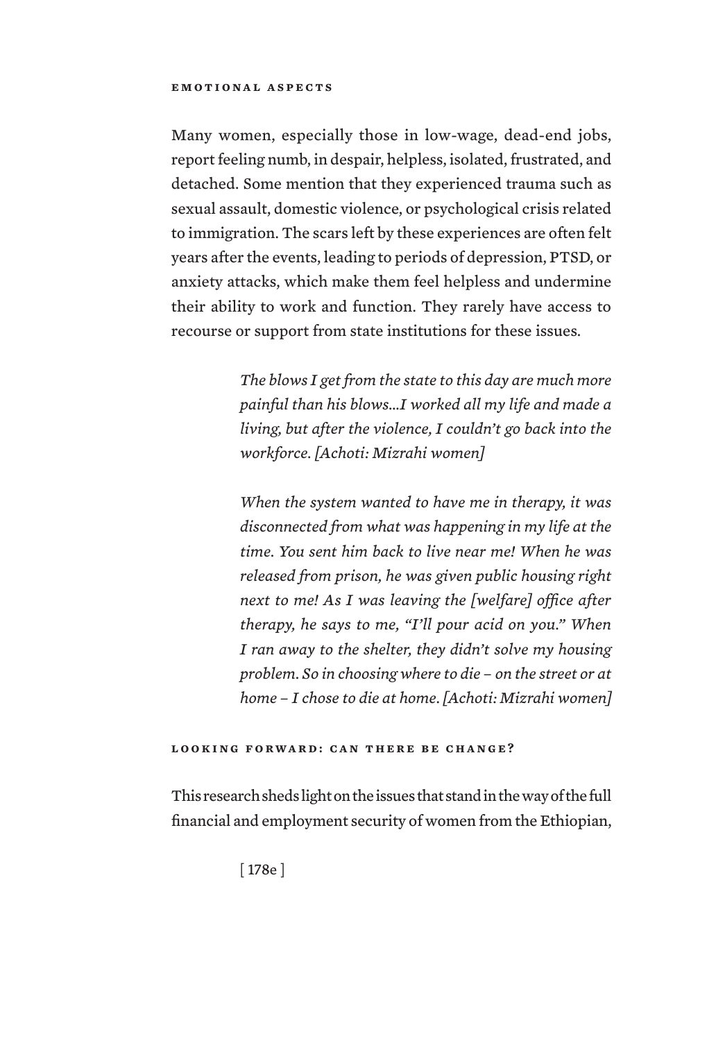#### EMOTIONAL ASPECTS

Many women, especially those in low-wage, dead-end jobs, report feeling numb, in despair, helpless, isolated, frustrated, and detached. Some mention that they experienced trauma such as sexual assault, domestic violence, or psychological crisis related to immigration. The scars left by these experiences are often felt years after the events, leading to periods of depression, PTSD, or anxiety attacks, which make them feel helpless and undermine their ability to work and function. They rarely have access to recourse or support from state institutions for these issues.

> *The blows I get from the state to this day are much more painful than his blows…I worked all my life and made a living, but after the violence, I couldn't go back into the workforce. [Achoti: Mizrahi women]*

> *When the system wanted to have me in therapy, it was disconnected from what was happening in my life at the time. You sent him back to live near me! When he was released from prison, he was given public housing right next to me! As I was leaving the [welfare] office after therapy, he says to me, "I'll pour acid on you." When I ran away to the shelter, they didn't solve my housing problem. So in choosing where to die – on the street or at home – I chose to die at home. [Achoti: Mizrahi women]*

### LOOKING FORWARD: CAN THERE BE CHANGE?

This research sheds light on the issues that stand in the way of the full financial and employment security of women from the Ethiopian,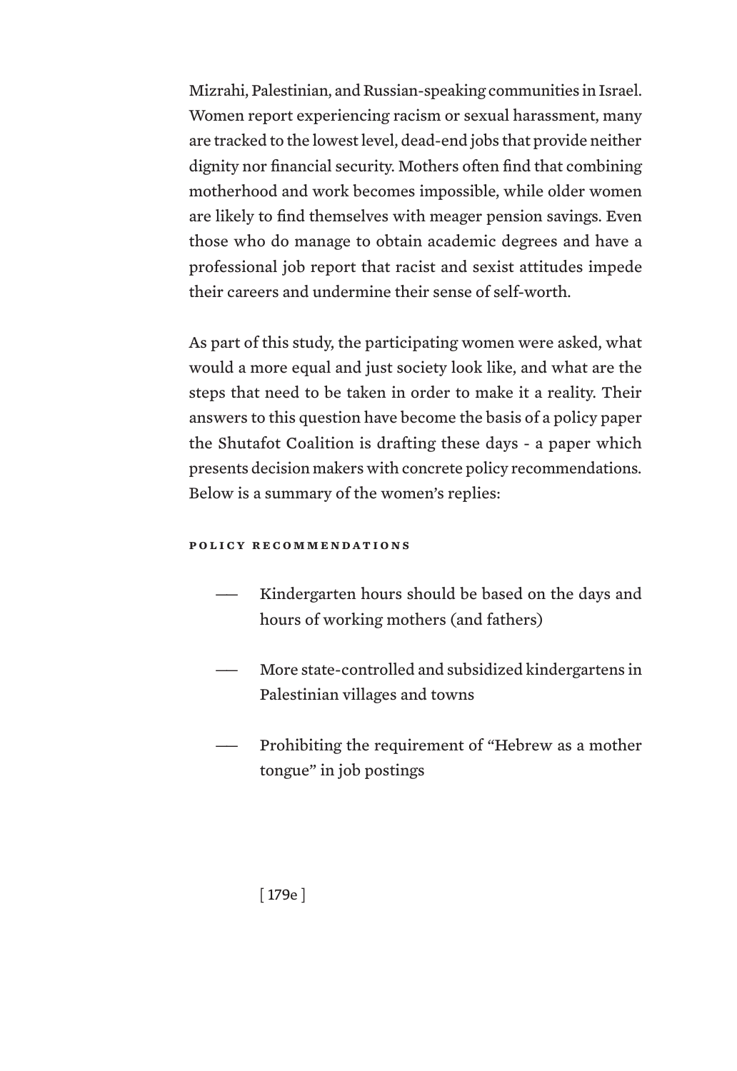Mizrahi, Palestinian, and Russian-speaking communities in Israel. Women report experiencing racism or sexual harassment, many are tracked to the lowest level, dead-end jobs that provide neither dignity nor financial security. Mothers often find that combining motherhood and work becomes impossible, while older women are likely to find themselves with meager pension savings. Even those who do manage to obtain academic degrees and have a professional job report that racist and sexist attitudes impede their careers and undermine their sense of self-worth.

As part of this study, the participating women were asked, what would a more equal and just society look like, and what are the steps that need to be taken in order to make it a reality. Their answers to this question have become the basis of a policy paper the Shutafot Coalition is drafting these days - a paper which presents decision makers with concrete policy recommendations. Below is a summary of the women's replies:

#### POLICY RECOMMENDATIONS

- Kindergarten hours should be based on the days and hours of working mothers (and fathers)
- More state-controlled and subsidized kindergartens in Palestinian villages and towns
- Prohibiting the requirement of "Hebrew as a mother tongue" in job postings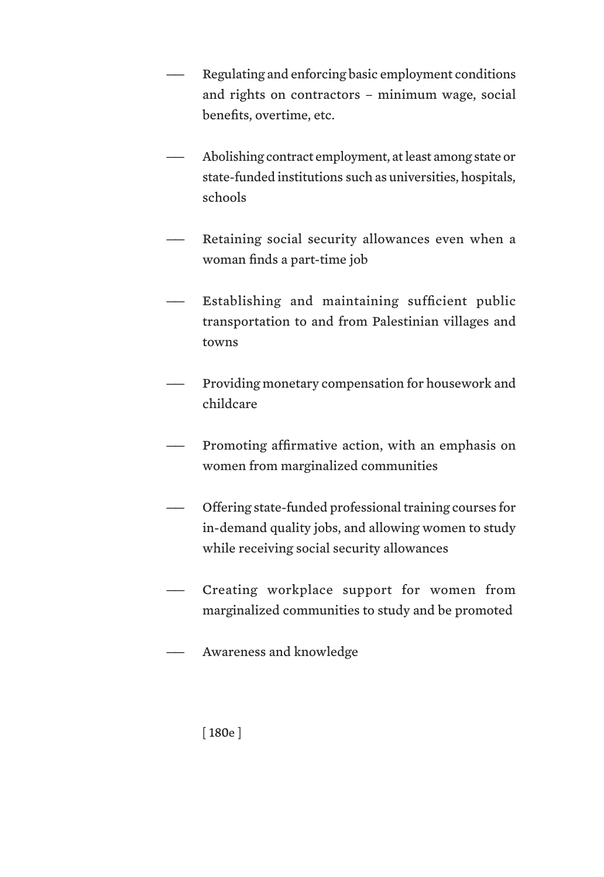- Regulating and enforcing basic employment conditions and rights on contractors – minimum wage, social benefits, overtime, etc.

- Abolishing contract employment, at least among state or state-funded institutions such as universities, hospitals, schools

- Retaining social security allowances even when a woman finds a part-time job

- Establishing and maintaining sufficient public transportation to and from Palestinian villages and towns

- Providing monetary compensation for housework and childcare

- Promoting affirmative action, with an emphasis on women from marginalized communities

- Offering state-funded professional training courses for in-demand quality jobs, and allowing women to study while receiving social security allowances

- Creating workplace support for women from marginalized communities to study and be promoted

- Awareness and knowledge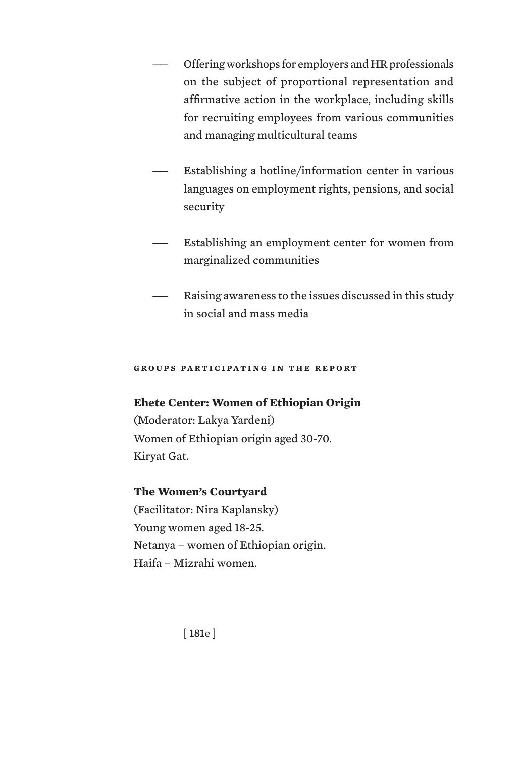- Offering workshops for employers and HR professionals on the subject of proportional representation and affirmative action in the workplace, including skills for recruiting employees from various communities and managing multicultural teams

- Establishing a hotline/information center in various languages on employment rights, pensions, and social security

- Establishing an employment center for women from marginalized communities

- Raising awareness to the issues discussed in this study in social and mass media

## GROUPS PARTICIPATING IN THE REPORT

**Ehete Center: Women of Ethiopian Origin**
(Moderator: Lakya Yardeni)
Women of Ethiopian origin aged 30-70.
Kiryat Gat.

**The Women's Courtyard**
(Facilitator: Nira Kaplansky)
Young women aged 18-25.
Netanya – women of Ethiopian origin.
Haifa – Mizrahi women.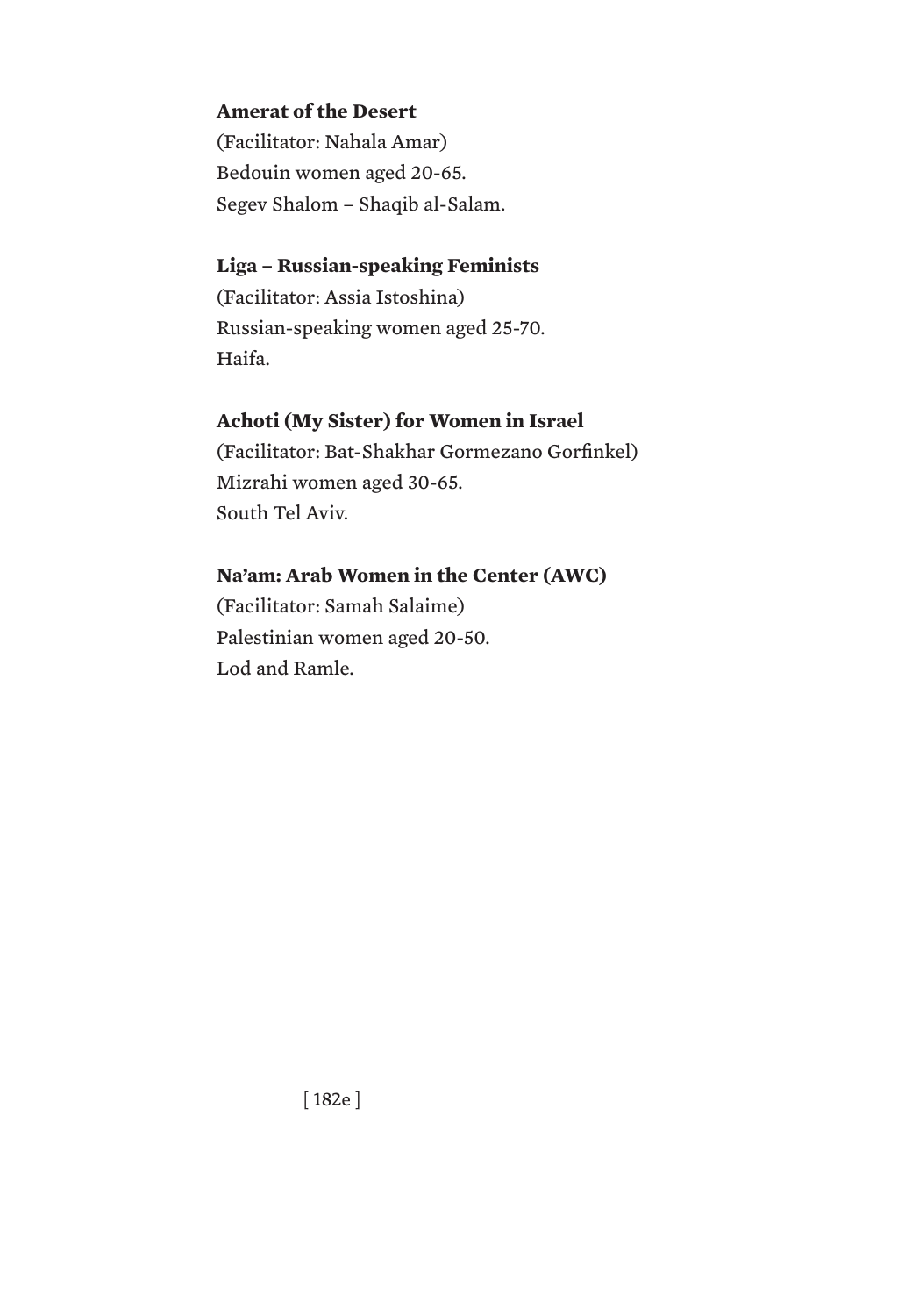**Amerat of the Desert**
(Facilitator: Nahala Amar)
Bedouin women aged 20-65.
Segev Shalom – Shaqib al-Salam.

**Liga – Russian-speaking Feminists**
(Facilitator: Assia Istoshina)
Russian-speaking women aged 25-70.
Haifa.

**Achoti (My Sister) for Women in Israel**
(Facilitator: Bat-Shakhar Gormezano Gorfinkel)
Mizrahi women aged 30-65.
South Tel Aviv.

**Na'am: Arab Women in the Center (AWC)**
(Facilitator: Samah Salaime)
Palestinian women aged 20-50.
Lod and Ramle.